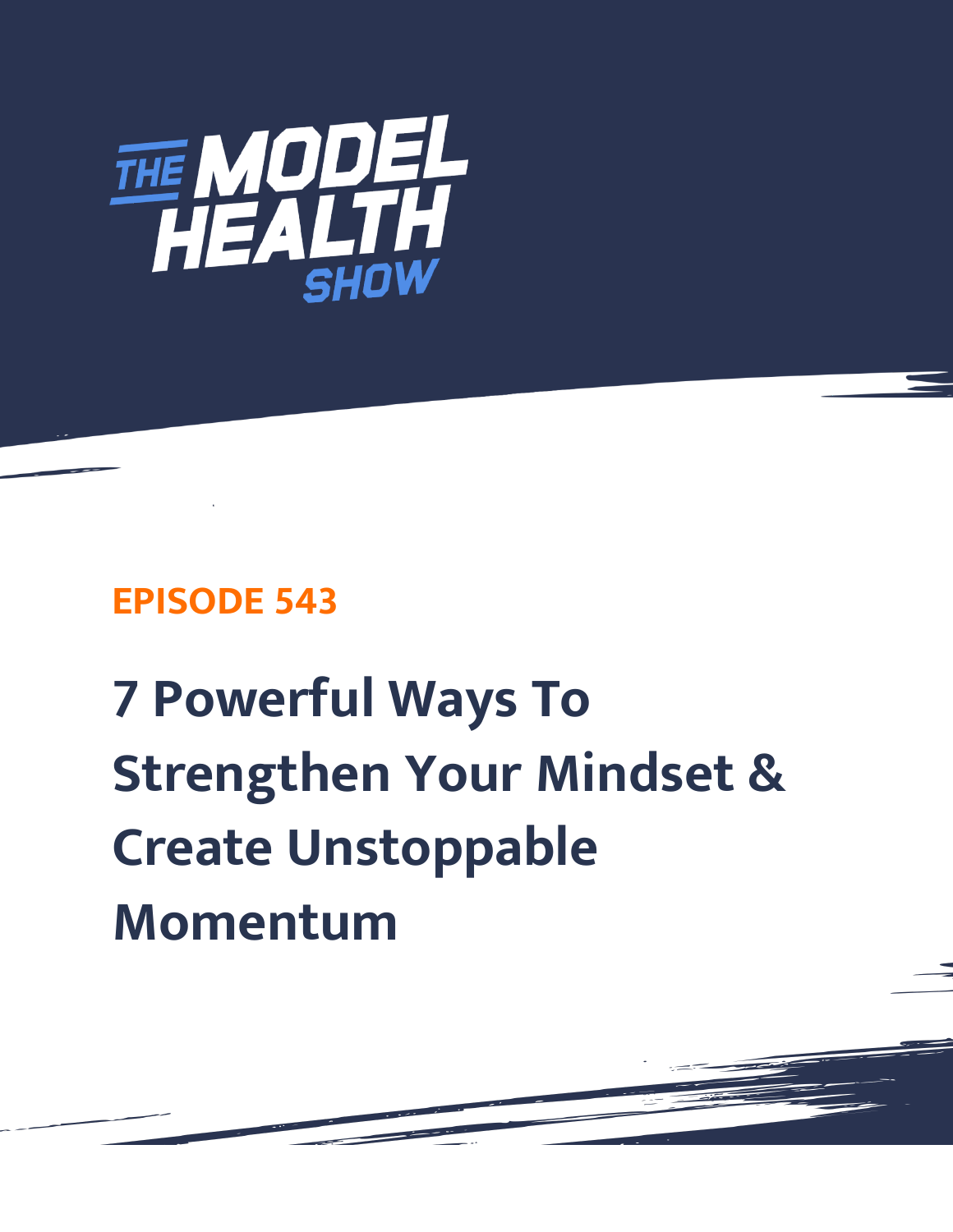THE MODEL HEALTH SHOW

## EPISODE 543

# 7 Powerful Ways To Strengthen Your Mindset & Create Unstoppable Momentum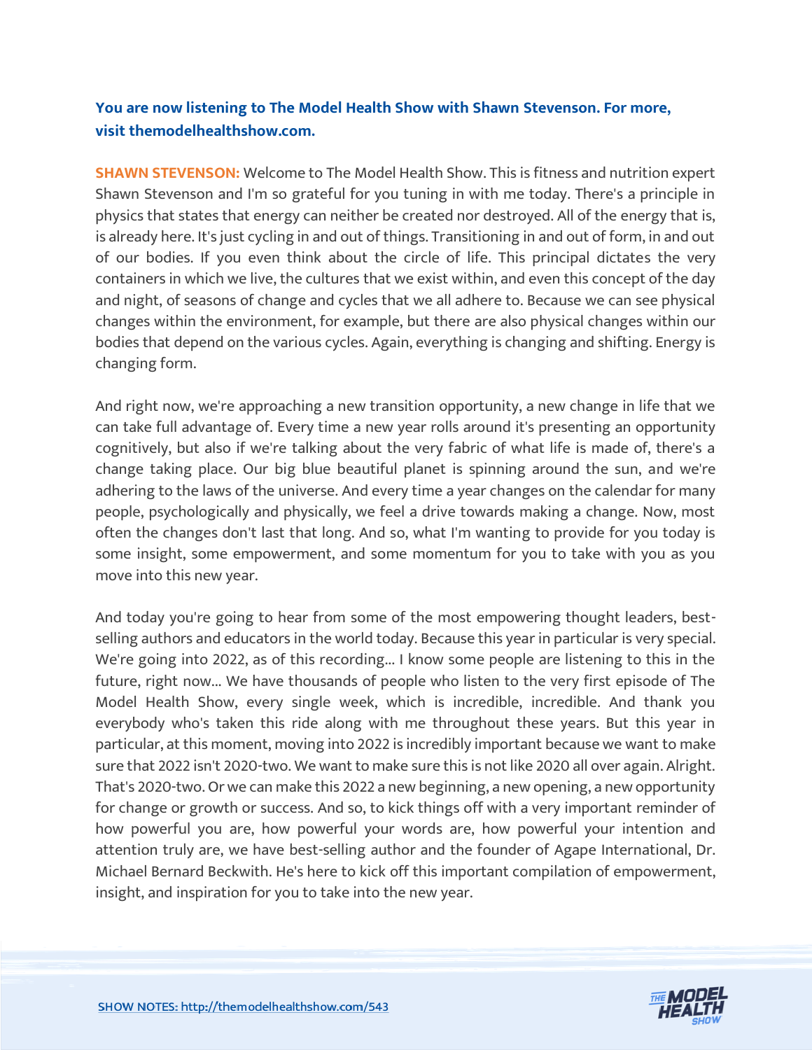**You are now listening to The Model Health Show with Shawn Stevenson. For more, visit themodelhealthshow.com.**

**SHAWN STEVENSON:** Welcome to The Model Health Show. This is fitness and nutrition expert Shawn Stevenson and I'm so grateful for you tuning in with me today. There's a principle in physics that states that energy can neither be created nor destroyed. All of the energy that is, is already here. It's just cycling in and out of things. Transitioning in and out of form, in and out of our bodies. If you even think about the circle of life. This principal dictates the very containers in which we live, the cultures that we exist within, and even this concept of the day and night, of seasons of change and cycles that we all adhere to. Because we can see physical changes within the environment, for example, but there are also physical changes within our bodies that depend on the various cycles. Again, everything is changing and shifting. Energy is changing form.

And right now, we're approaching a new transition opportunity, a new change in life that we can take full advantage of. Every time a new year rolls around it's presenting an opportunity cognitively, but also if we're talking about the very fabric of what life is made of, there's a change taking place. Our big blue beautiful planet is spinning around the sun, and we're adhering to the laws of the universe. And every time a year changes on the calendar for many people, psychologically and physically, we feel a drive towards making a change. Now, most often the changes don't last that long. And so, what I'm wanting to provide for you today is some insight, some empowerment, and some momentum for you to take with you as you move into this new year.

And today you're going to hear from some of the most empowering thought leaders, best-selling authors and educators in the world today. Because this year in particular is very special. We're going into 2022, as of this recording... I know some people are listening to this in the future, right now... We have thousands of people who listen to the very first episode of The Model Health Show, every single week, which is incredible, incredible. And thank you everybody who's taken this ride along with me throughout these years. But this year in particular, at this moment, moving into 2022 is incredibly important because we want to make sure that 2022 isn't 2020-two. We want to make sure this is not like 2020 all over again. Alright. That's 2020-two. Or we can make this 2022 a new beginning, a new opening, a new opportunity for change or growth or success. And so, to kick things off with a very important reminder of how powerful you are, how powerful your words are, how powerful your intention and attention truly are, we have best-selling author and the founder of Agape International, Dr. Michael Bernard Beckwith. He's here to kick off this important compilation of empowerment, insight, and inspiration for you to take into the new year.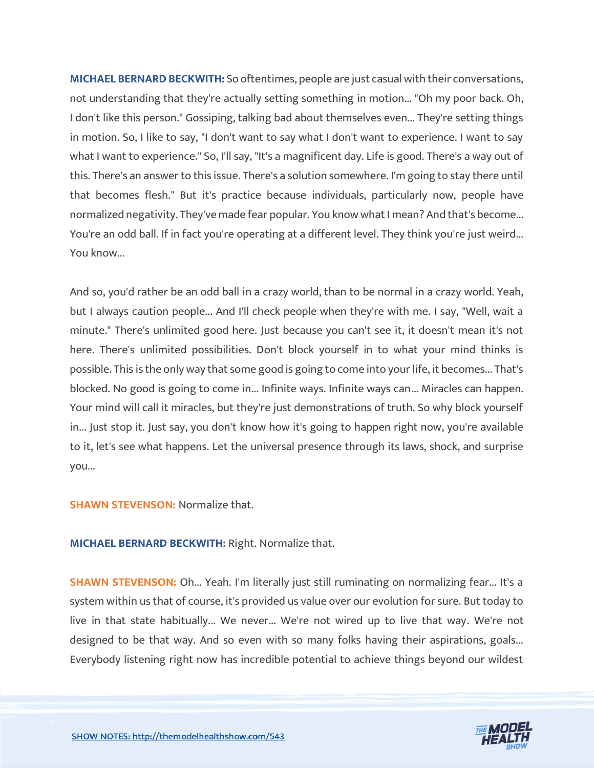**MICHAEL BERNARD BECKWITH:** So oftentimes, people are just casual with their conversations, not understanding that they're actually setting something in motion... "Oh my poor back. Oh, I don't like this person." Gossiping, talking bad about themselves even... They're setting things in motion. So, I like to say, "I don't want to say what I don't want to experience. I want to say what I want to experience." So, I'll say, "It's a magnificent day. Life is good. There's a way out of this. There's an answer to this issue. There's a solution somewhere. I'm going to stay there until that becomes flesh." But it's practice because individuals, particularly now, people have normalized negativity. They've made fear popular. You know what I mean? And that's become... You're an odd ball. If in fact you're operating at a different level. They think you're just weird... You know...

And so, you'd rather be an odd ball in a crazy world, than to be normal in a crazy world. Yeah, but I always caution people... And I'll check people when they're with me. I say, "Well, wait a minute." There's unlimited good here. Just because you can't see it, it doesn't mean it's not here. There's unlimited possibilities. Don't block yourself in to what your mind thinks is possible. This is the only way that some good is going to come into your life, it becomes... That's blocked. No good is going to come in... Infinite ways. Infinite ways can... Miracles can happen. Your mind will call it miracles, but they're just demonstrations of truth. So why block yourself in... Just stop it. Just say, you don't know how it's going to happen right now, you're available to it, let's see what happens. Let the universal presence through its laws, shock, and surprise you...

**SHAWN STEVENSON:** Normalize that.

**MICHAEL BERNARD BECKWITH:** Right. Normalize that.

**SHAWN STEVENSON:** Oh... Yeah. I'm literally just still ruminating on normalizing fear... It's a system within us that of course, it's provided us value over our evolution for sure. But today to live in that state habitually... We never... We're not wired up to live that way. We're not designed to be that way. And so even with so many folks having their aspirations, goals... Everybody listening right now has incredible potential to achieve things beyond our wildest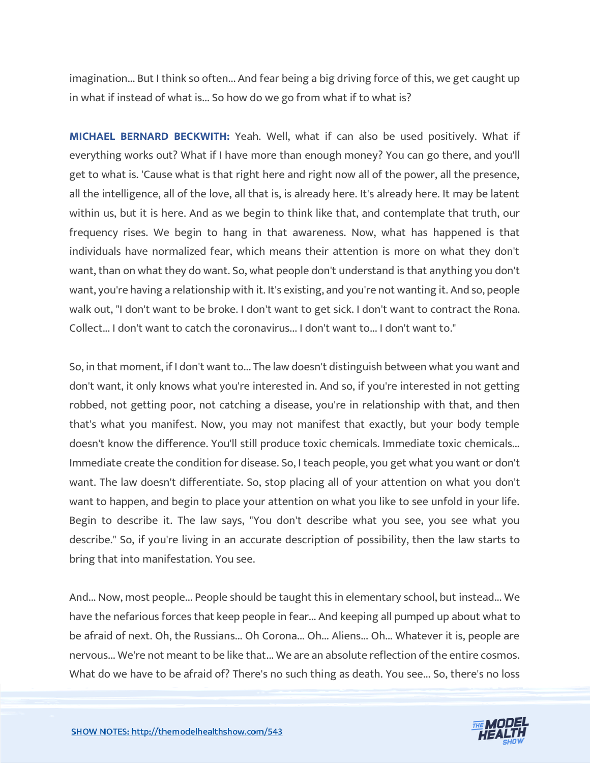imagination... But I think so often... And fear being a big driving force of this, we get caught up in what if instead of what is... So how do we go from what if to what is?

**MICHAEL BERNARD BECKWITH:** Yeah. Well, what if can also be used positively. What if everything works out? What if I have more than enough money? You can go there, and you'll get to what is. 'Cause what is that right here and right now all of the power, all the presence, all the intelligence, all of the love, all that is, is already here. It's already here. It may be latent within us, but it is here. And as we begin to think like that, and contemplate that truth, our frequency rises. We begin to hang in that awareness. Now, what has happened is that individuals have normalized fear, which means their attention is more on what they don't want, than on what they do want. So, what people don't understand is that anything you don't want, you're having a relationship with it. It's existing, and you're not wanting it. And so, people walk out, "I don't want to be broke. I don't want to get sick. I don't want to contract the Rona. Collect... I don't want to catch the coronavirus... I don't want to... I don't want to."

So, in that moment, if I don't want to... The law doesn't distinguish between what you want and don't want, it only knows what you're interested in. And so, if you're interested in not getting robbed, not getting poor, not catching a disease, you're in relationship with that, and then that's what you manifest. Now, you may not manifest that exactly, but your body temple doesn't know the difference. You'll still produce toxic chemicals. Immediate toxic chemicals... Immediate create the condition for disease. So, I teach people, you get what you want or don't want. The law doesn't differentiate. So, stop placing all of your attention on what you don't want to happen, and begin to place your attention on what you like to see unfold in your life. Begin to describe it. The law says, "You don't describe what you see, you see what you describe." So, if you're living in an accurate description of possibility, then the law starts to bring that into manifestation. You see.

And... Now, most people... People should be taught this in elementary school, but instead... We have the nefarious forces that keep people in fear... And keeping all pumped up about what to be afraid of next. Oh, the Russians... Oh Corona... Oh... Aliens... Oh... Whatever it is, people are nervous... We're not meant to be like that... We are an absolute reflection of the entire cosmos. What do we have to be afraid of? There's no such thing as death. You see... So, there's no loss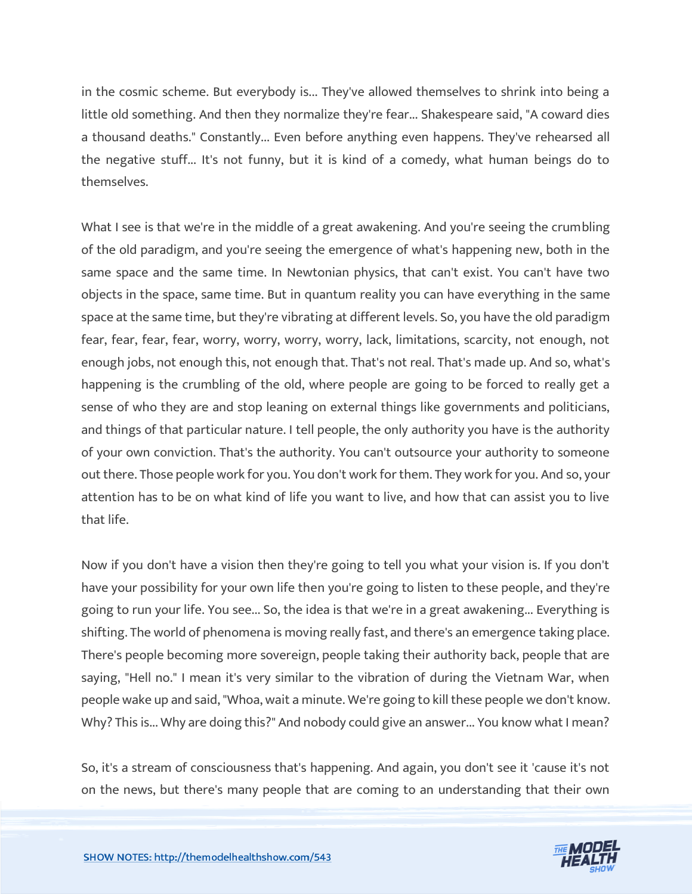in the cosmic scheme. But everybody is... They've allowed themselves to shrink into being a little old something. And then they normalize they're fear... Shakespeare said, "A coward dies a thousand deaths." Constantly... Even before anything even happens. They've rehearsed all the negative stuff... It's not funny, but it is kind of a comedy, what human beings do to themselves.

What I see is that we're in the middle of a great awakening. And you're seeing the crumbling of the old paradigm, and you're seeing the emergence of what's happening new, both in the same space and the same time. In Newtonian physics, that can't exist. You can't have two objects in the space, same time. But in quantum reality you can have everything in the same space at the same time, but they're vibrating at different levels. So, you have the old paradigm fear, fear, fear, fear, worry, worry, worry, worry, lack, limitations, scarcity, not enough, not enough jobs, not enough this, not enough that. That's not real. That's made up. And so, what's happening is the crumbling of the old, where people are going to be forced to really get a sense of who they are and stop leaning on external things like governments and politicians, and things of that particular nature. I tell people, the only authority you have is the authority of your own conviction. That's the authority. You can't outsource your authority to someone out there. Those people work for you. You don't work for them. They work for you. And so, your attention has to be on what kind of life you want to live, and how that can assist you to live that life.

Now if you don't have a vision then they're going to tell you what your vision is. If you don't have your possibility for your own life then you're going to listen to these people, and they're going to run your life. You see... So, the idea is that we're in a great awakening... Everything is shifting. The world of phenomena is moving really fast, and there's an emergence taking place. There's people becoming more sovereign, people taking their authority back, people that are saying, "Hell no." I mean it's very similar to the vibration of during the Vietnam War, when people wake up and said, "Whoa, wait a minute. We're going to kill these people we don't know. Why? This is... Why are doing this?" And nobody could give an answer... You know what I mean?

So, it's a stream of consciousness that's happening. And again, you don't see it 'cause it's not on the news, but there's many people that are coming to an understanding that their own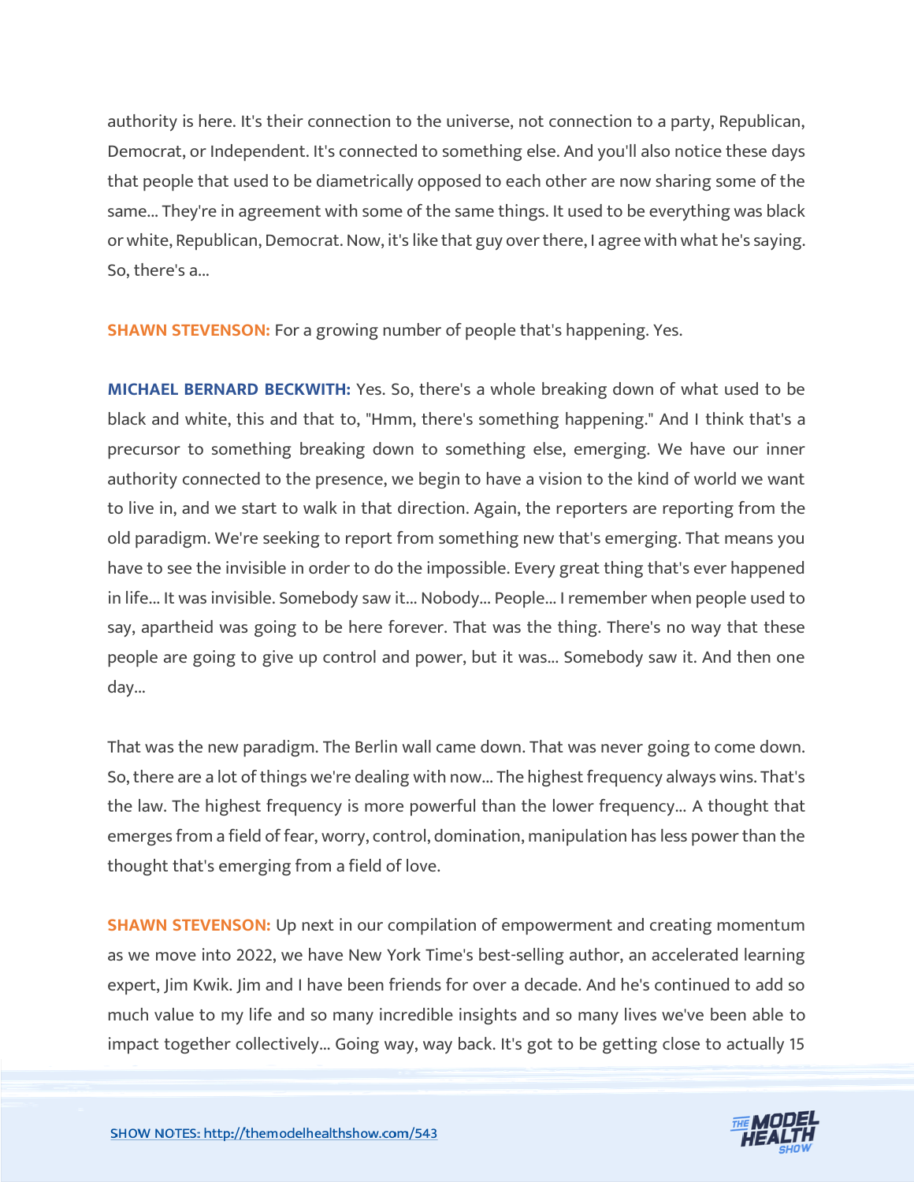authority is here. It's their connection to the universe, not connection to a party, Republican, Democrat, or Independent. It's connected to something else. And you'll also notice these days that people that used to be diametrically opposed to each other are now sharing some of the same... They're in agreement with some of the same things. It used to be everything was black or white, Republican, Democrat. Now, it's like that guy over there, I agree with what he's saying. So, there's a...

**SHAWN STEVENSON:** For a growing number of people that's happening. Yes.

**MICHAEL BERNARD BECKWITH:** Yes. So, there's a whole breaking down of what used to be black and white, this and that to, "Hmm, there's something happening." And I think that's a precursor to something breaking down to something else, emerging. We have our inner authority connected to the presence, we begin to have a vision to the kind of world we want to live in, and we start to walk in that direction. Again, the reporters are reporting from the old paradigm. We're seeking to report from something new that's emerging. That means you have to see the invisible in order to do the impossible. Every great thing that's ever happened in life... It was invisible. Somebody saw it... Nobody... People... I remember when people used to say, apartheid was going to be here forever. That was the thing. There's no way that these people are going to give up control and power, but it was... Somebody saw it. And then one day...

That was the new paradigm. The Berlin wall came down. That was never going to come down. So, there are a lot of things we're dealing with now... The highest frequency always wins. That's the law. The highest frequency is more powerful than the lower frequency... A thought that emerges from a field of fear, worry, control, domination, manipulation has less power than the thought that's emerging from a field of love.

**SHAWN STEVENSON:** Up next in our compilation of empowerment and creating momentum as we move into 2022, we have New York Time's best-selling author, an accelerated learning expert, Jim Kwik. Jim and I have been friends for over a decade. And he's continued to add so much value to my life and so many incredible insights and so many lives we've been able to impact together collectively... Going way, way back. It's got to be getting close to actually 15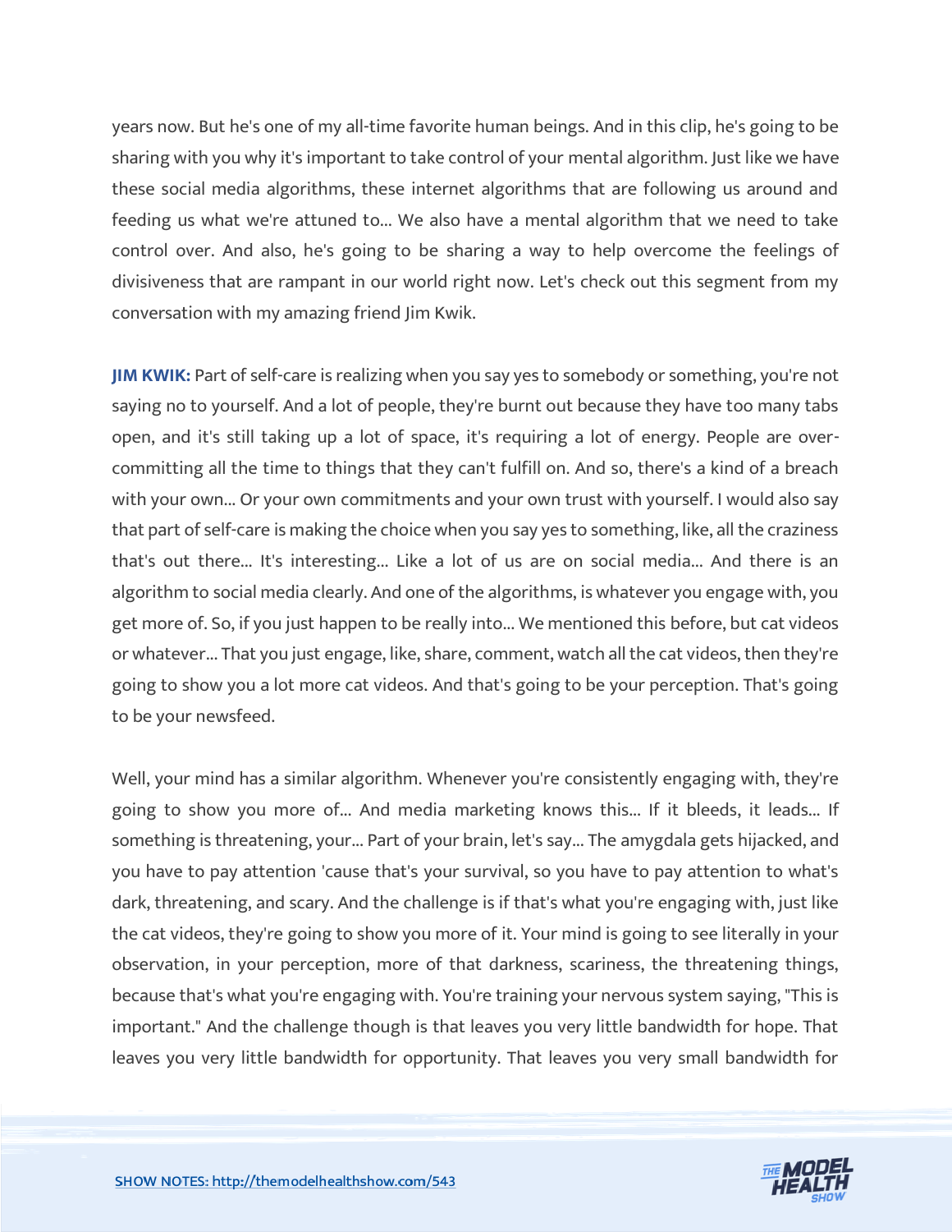years now. But he's one of my all-time favorite human beings. And in this clip, he's going to be sharing with you why it's important to take control of your mental algorithm. Just like we have these social media algorithms, these internet algorithms that are following us around and feeding us what we're attuned to... We also have a mental algorithm that we need to take control over. And also, he's going to be sharing a way to help overcome the feelings of divisiveness that are rampant in our world right now. Let's check out this segment from my conversation with my amazing friend Jim Kwik.

**JIM KWIK:** Part of self-care is realizing when you say yes to somebody or something, you're not saying no to yourself. And a lot of people, they're burnt out because they have too many tabs open, and it's still taking up a lot of space, it's requiring a lot of energy. People are over-committing all the time to things that they can't fulfill on. And so, there's a kind of a breach with your own... Or your own commitments and your own trust with yourself. I would also say that part of self-care is making the choice when you say yes to something, like, all the craziness that's out there... It's interesting... Like a lot of us are on social media... And there is an algorithm to social media clearly. And one of the algorithms, is whatever you engage with, you get more of. So, if you just happen to be really into... We mentioned this before, but cat videos or whatever... That you just engage, like, share, comment, watch all the cat videos, then they're going to show you a lot more cat videos. And that's going to be your perception. That's going to be your newsfeed.

Well, your mind has a similar algorithm. Whenever you're consistently engaging with, they're going to show you more of... And media marketing knows this... If it bleeds, it leads... If something is threatening, your... Part of your brain, let's say... The amygdala gets hijacked, and you have to pay attention 'cause that's your survival, so you have to pay attention to what's dark, threatening, and scary. And the challenge is if that's what you're engaging with, just like the cat videos, they're going to show you more of it. Your mind is going to see literally in your observation, in your perception, more of that darkness, scariness, the threatening things, because that's what you're engaging with. You're training your nervous system saying, "This is important." And the challenge though is that leaves you very little bandwidth for hope. That leaves you very little bandwidth for opportunity. That leaves you very small bandwidth for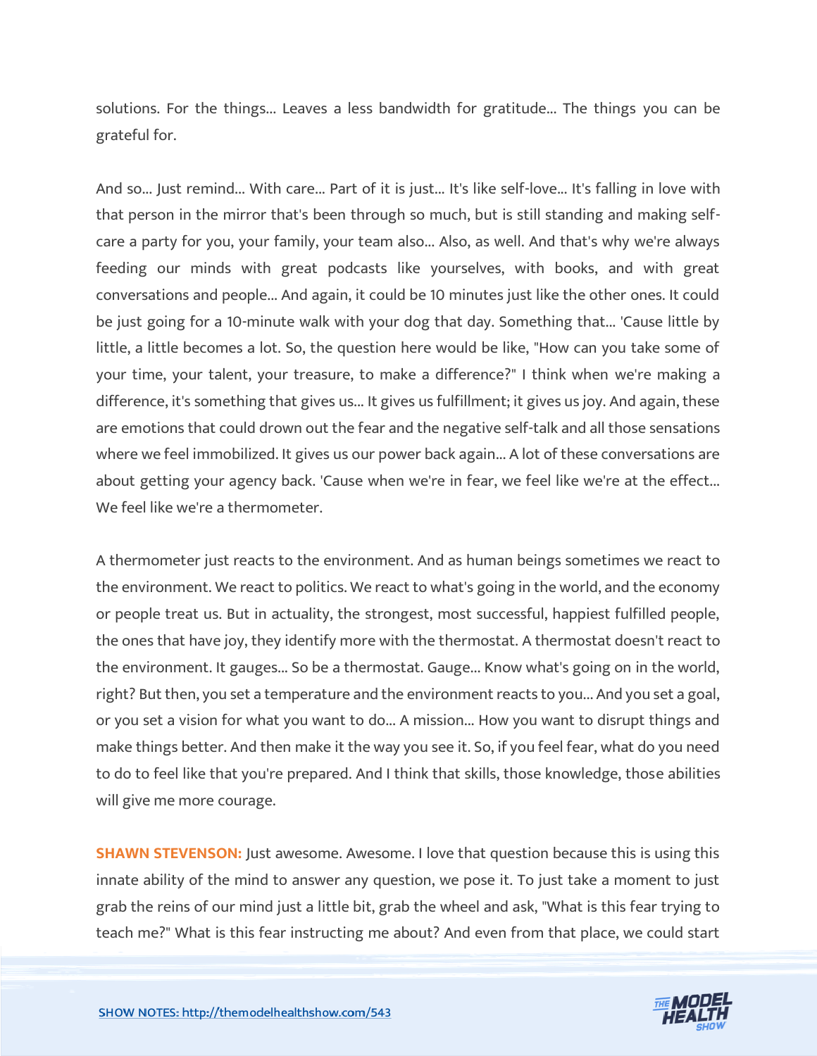solutions. For the things... Leaves a less bandwidth for gratitude... The things you can be grateful for.

And so... Just remind... With care... Part of it is just... It's like self-love... It's falling in love with that person in the mirror that's been through so much, but is still standing and making self-care a party for you, your family, your team also... Also, as well. And that's why we're always feeding our minds with great podcasts like yourselves, with books, and with great conversations and people... And again, it could be 10 minutes just like the other ones. It could be just going for a 10-minute walk with your dog that day. Something that... 'Cause little by little, a little becomes a lot. So, the question here would be like, "How can you take some of your time, your talent, your treasure, to make a difference?" I think when we're making a difference, it's something that gives us... It gives us fulfillment; it gives us joy. And again, these are emotions that could drown out the fear and the negative self-talk and all those sensations where we feel immobilized. It gives us our power back again... A lot of these conversations are about getting your agency back. 'Cause when we're in fear, we feel like we're at the effect... We feel like we're a thermometer.

A thermometer just reacts to the environment. And as human beings sometimes we react to the environment. We react to politics. We react to what's going in the world, and the economy or people treat us. But in actuality, the strongest, most successful, happiest fulfilled people, the ones that have joy, they identify more with the thermostat. A thermostat doesn't react to the environment. It gauges... So be a thermostat. Gauge... Know what's going on in the world, right? But then, you set a temperature and the environment reacts to you... And you set a goal, or you set a vision for what you want to do... A mission... How you want to disrupt things and make things better. And then make it the way you see it. So, if you feel fear, what do you need to do to feel like that you're prepared. And I think that skills, those knowledge, those abilities will give me more courage.

**SHAWN STEVENSON:** Just awesome. Awesome. I love that question because this is using this innate ability of the mind to answer any question, we pose it. To just take a moment to just grab the reins of our mind just a little bit, grab the wheel and ask, "What is this fear trying to teach me?" What is this fear instructing me about? And even from that place, we could start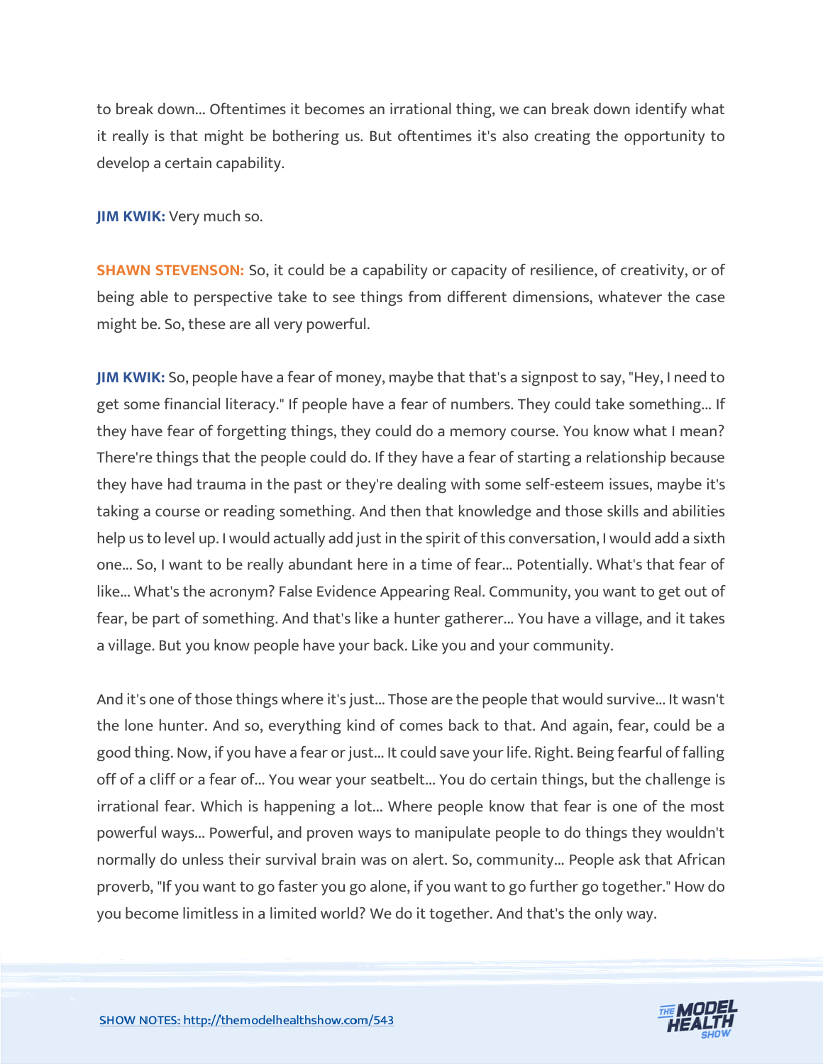to break down... Oftentimes it becomes an irrational thing, we can break down identify what it really is that might be bothering us. But oftentimes it's also creating the opportunity to develop a certain capability.

**JIM KWIK:** Very much so.

**SHAWN STEVENSON:** So, it could be a capability or capacity of resilience, of creativity, or of being able to perspective take to see things from different dimensions, whatever the case might be. So, these are all very powerful.

**JIM KWIK:** So, people have a fear of money, maybe that that's a signpost to say, "Hey, I need to get some financial literacy." If people have a fear of numbers. They could take something... If they have fear of forgetting things, they could do a memory course. You know what I mean? There're things that the people could do. If they have a fear of starting a relationship because they have had trauma in the past or they're dealing with some self-esteem issues, maybe it's taking a course or reading something. And then that knowledge and those skills and abilities help us to level up. I would actually add just in the spirit of this conversation, I would add a sixth one... So, I want to be really abundant here in a time of fear... Potentially. What's that fear of like... What's the acronym? False Evidence Appearing Real. Community, you want to get out of fear, be part of something. And that's like a hunter gatherer... You have a village, and it takes a village. But you know people have your back. Like you and your community.

And it's one of those things where it's just... Those are the people that would survive... It wasn't the lone hunter. And so, everything kind of comes back to that. And again, fear, could be a good thing. Now, if you have a fear or just... It could save your life. Right. Being fearful of falling off of a cliff or a fear of... You wear your seatbelt... You do certain things, but the challenge is irrational fear. Which is happening a lot... Where people know that fear is one of the most powerful ways... Powerful, and proven ways to manipulate people to do things they wouldn't normally do unless their survival brain was on alert. So, community... People ask that African proverb, "If you want to go faster you go alone, if you want to go further go together." How do you become limitless in a limited world? We do it together. And that's the only way.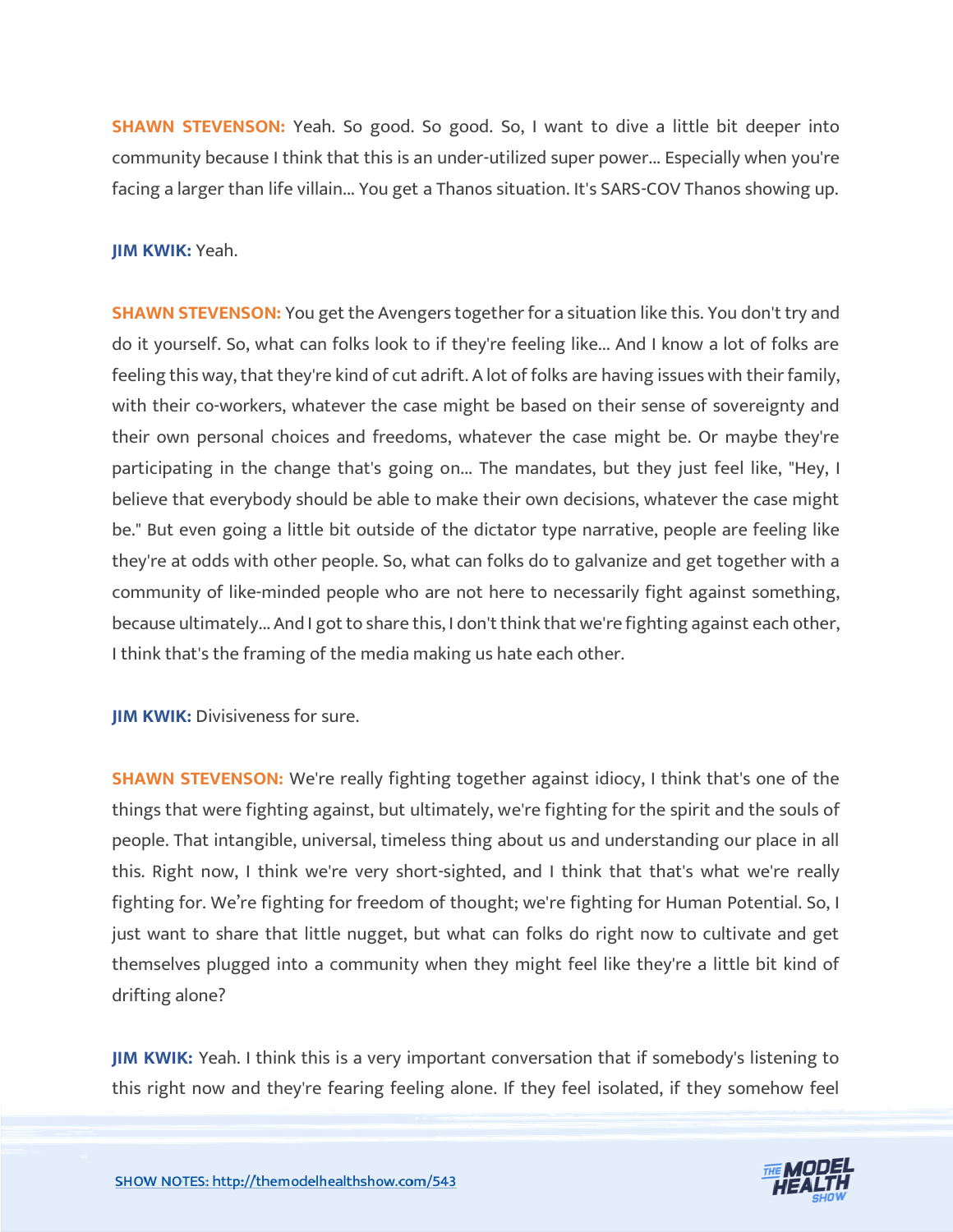**SHAWN STEVENSON:** Yeah. So good. So good. So, I want to dive a little bit deeper into community because I think that this is an under-utilized super power... Especially when you're facing a larger than life villain... You get a Thanos situation. It's SARS-COV Thanos showing up.

**JIM KWIK:** Yeah.

**SHAWN STEVENSON:** You get the Avengers together for a situation like this. You don't try and do it yourself. So, what can folks look to if they're feeling like... And I know a lot of folks are feeling this way, that they're kind of cut adrift. A lot of folks are having issues with their family, with their co-workers, whatever the case might be based on their sense of sovereignty and their own personal choices and freedoms, whatever the case might be. Or maybe they're participating in the change that's going on... The mandates, but they just feel like, "Hey, I believe that everybody should be able to make their own decisions, whatever the case might be." But even going a little bit outside of the dictator type narrative, people are feeling like they're at odds with other people. So, what can folks do to galvanize and get together with a community of like-minded people who are not here to necessarily fight against something, because ultimately... And I got to share this, I don't think that we're fighting against each other, I think that's the framing of the media making us hate each other.

**JIM KWIK:** Divisiveness for sure.

**SHAWN STEVENSON:** We're really fighting together against idiocy, I think that's one of the things that were fighting against, but ultimately, we're fighting for the spirit and the souls of people. That intangible, universal, timeless thing about us and understanding our place in all this. Right now, I think we're very short-sighted, and I think that that's what we're really fighting for. We're fighting for freedom of thought; we're fighting for Human Potential. So, I just want to share that little nugget, but what can folks do right now to cultivate and get themselves plugged into a community when they might feel like they're a little bit kind of drifting alone?

**JIM KWIK:** Yeah. I think this is a very important conversation that if somebody's listening to this right now and they're fearing feeling alone. If they feel isolated, if they somehow feel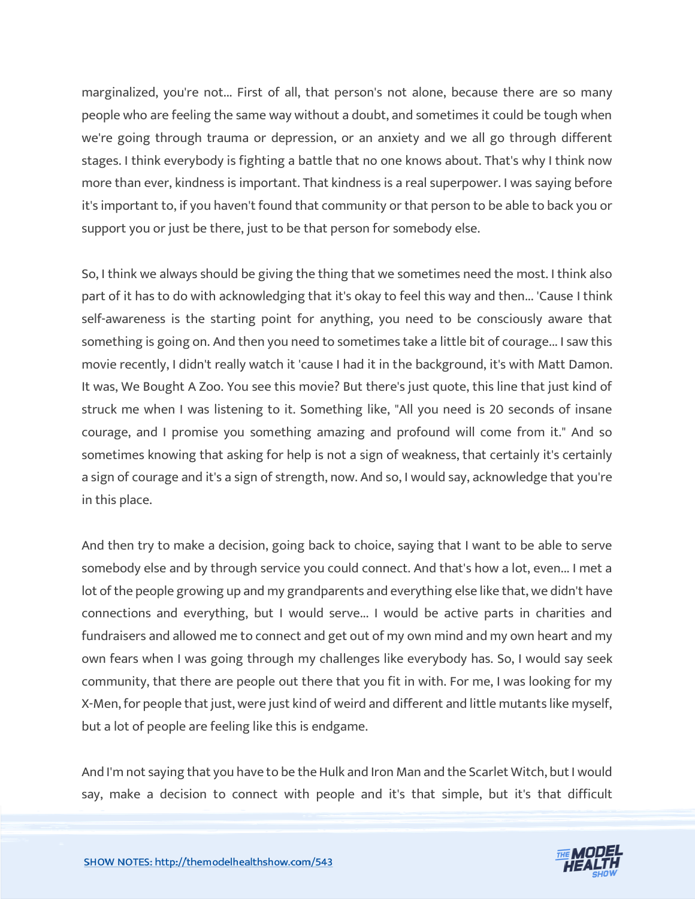marginalized, you're not... First of all, that person's not alone, because there are so many people who are feeling the same way without a doubt, and sometimes it could be tough when we're going through trauma or depression, or an anxiety and we all go through different stages. I think everybody is fighting a battle that no one knows about. That's why I think now more than ever, kindness is important. That kindness is a real superpower. I was saying before it's important to, if you haven't found that community or that person to be able to back you or support you or just be there, just to be that person for somebody else.

So, I think we always should be giving the thing that we sometimes need the most. I think also part of it has to do with acknowledging that it's okay to feel this way and then... 'Cause I think self-awareness is the starting point for anything, you need to be consciously aware that something is going on. And then you need to sometimes take a little bit of courage... I saw this movie recently, I didn't really watch it 'cause I had it in the background, it's with Matt Damon. It was, We Bought A Zoo. You see this movie? But there's just quote, this line that just kind of struck me when I was listening to it. Something like, "All you need is 20 seconds of insane courage, and I promise you something amazing and profound will come from it." And so sometimes knowing that asking for help is not a sign of weakness, that certainly it's certainly a sign of courage and it's a sign of strength, now. And so, I would say, acknowledge that you're in this place.

And then try to make a decision, going back to choice, saying that I want to be able to serve somebody else and by through service you could connect. And that's how a lot, even... I met a lot of the people growing up and my grandparents and everything else like that, we didn't have connections and everything, but I would serve... I would be active parts in charities and fundraisers and allowed me to connect and get out of my own mind and my own heart and my own fears when I was going through my challenges like everybody has. So, I would say seek community, that there are people out there that you fit in with. For me, I was looking for my X-Men, for people that just, were just kind of weird and different and little mutants like myself, but a lot of people are feeling like this is endgame.

And I'm not saying that you have to be the Hulk and Iron Man and the Scarlet Witch, but I would say, make a decision to connect with people and it's that simple, but it's that difficult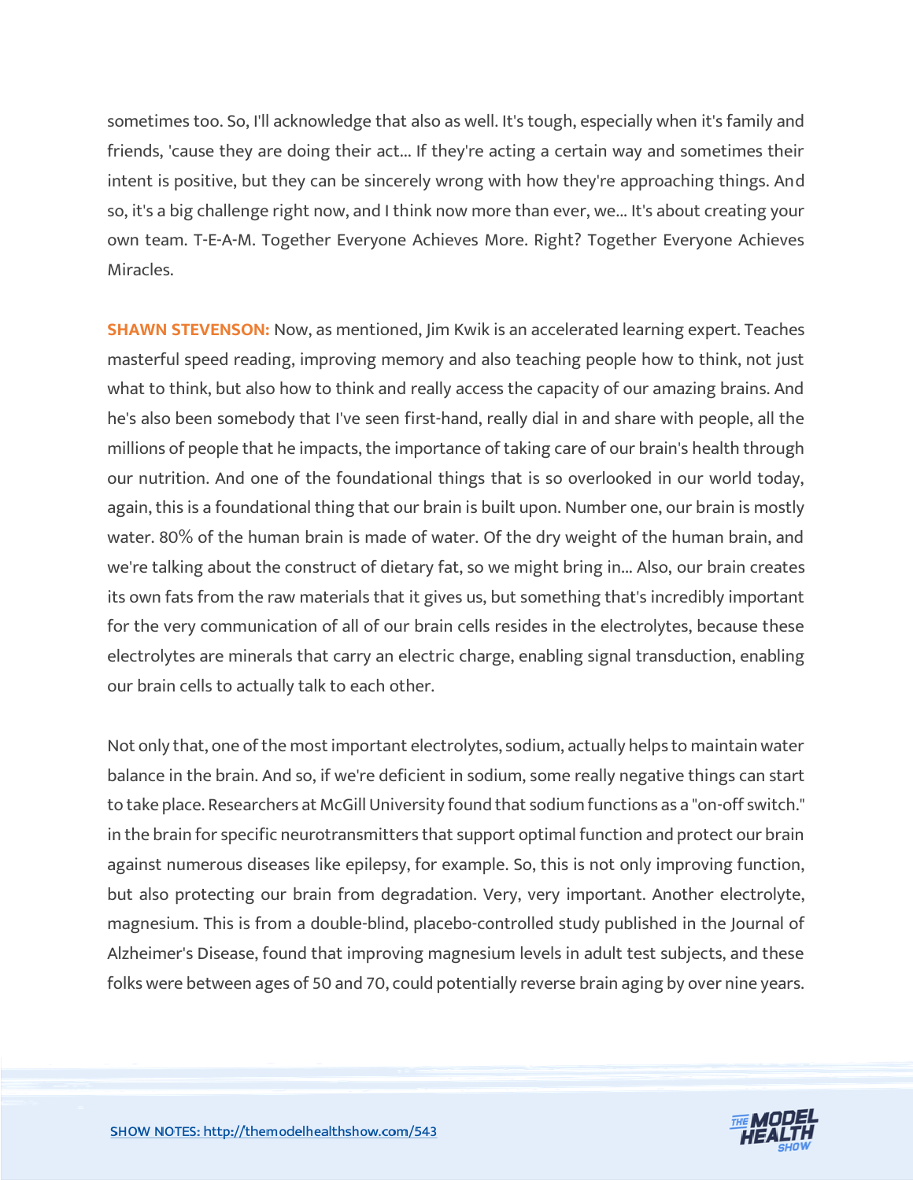sometimes too. So, I'll acknowledge that also as well. It's tough, especially when it's family and friends, 'cause they are doing their act... If they're acting a certain way and sometimes their intent is positive, but they can be sincerely wrong with how they're approaching things. And so, it's a big challenge right now, and I think now more than ever, we... It's about creating your own team. T-E-A-M. Together Everyone Achieves More. Right? Together Everyone Achieves Miracles.

**SHAWN STEVENSON:** Now, as mentioned, Jim Kwik is an accelerated learning expert. Teaches masterful speed reading, improving memory and also teaching people how to think, not just what to think, but also how to think and really access the capacity of our amazing brains. And he's also been somebody that I've seen first-hand, really dial in and share with people, all the millions of people that he impacts, the importance of taking care of our brain's health through our nutrition. And one of the foundational things that is so overlooked in our world today, again, this is a foundational thing that our brain is built upon. Number one, our brain is mostly water. 80% of the human brain is made of water. Of the dry weight of the human brain, and we're talking about the construct of dietary fat, so we might bring in... Also, our brain creates its own fats from the raw materials that it gives us, but something that's incredibly important for the very communication of all of our brain cells resides in the electrolytes, because these electrolytes are minerals that carry an electric charge, enabling signal transduction, enabling our brain cells to actually talk to each other.

Not only that, one of the most important electrolytes, sodium, actually helps to maintain water balance in the brain. And so, if we're deficient in sodium, some really negative things can start to take place. Researchers at McGill University found that sodium functions as a "on-off switch." in the brain for specific neurotransmitters that support optimal function and protect our brain against numerous diseases like epilepsy, for example. So, this is not only improving function, but also protecting our brain from degradation. Very, very important. Another electrolyte, magnesium. This is from a double-blind, placebo-controlled study published in the Journal of Alzheimer's Disease, found that improving magnesium levels in adult test subjects, and these folks were between ages of 50 and 70, could potentially reverse brain aging by over nine years.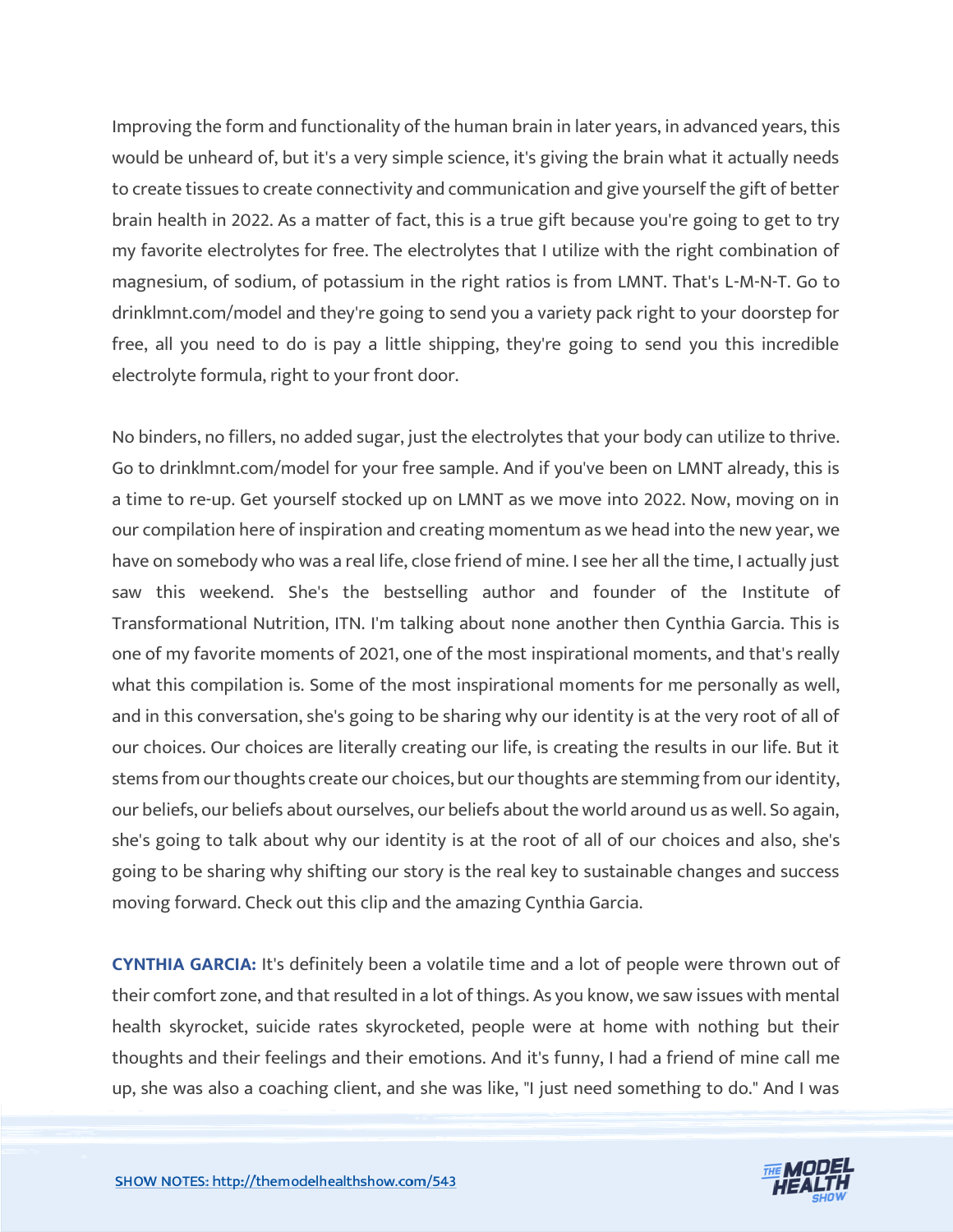Improving the form and functionality of the human brain in later years, in advanced years, this would be unheard of, but it's a very simple science, it's giving the brain what it actually needs to create tissues to create connectivity and communication and give yourself the gift of better brain health in 2022. As a matter of fact, this is a true gift because you're going to get to try my favorite electrolytes for free. The electrolytes that I utilize with the right combination of magnesium, of sodium, of potassium in the right ratios is from LMNT. That's L-M-N-T. Go to drinklmnt.com/model and they're going to send you a variety pack right to your doorstep for free, all you need to do is pay a little shipping, they're going to send you this incredible electrolyte formula, right to your front door.

No binders, no fillers, no added sugar, just the electrolytes that your body can utilize to thrive. Go to drinklmnt.com/model for your free sample. And if you've been on LMNT already, this is a time to re-up. Get yourself stocked up on LMNT as we move into 2022. Now, moving on in our compilation here of inspiration and creating momentum as we head into the new year, we have on somebody who was a real life, close friend of mine. I see her all the time, I actually just saw this weekend. She's the bestselling author and founder of the Institute of Transformational Nutrition, ITN. I'm talking about none another then Cynthia Garcia. This is one of my favorite moments of 2021, one of the most inspirational moments, and that's really what this compilation is. Some of the most inspirational moments for me personally as well, and in this conversation, she's going to be sharing why our identity is at the very root of all of our choices. Our choices are literally creating our life, is creating the results in our life. But it stems from our thoughts create our choices, but our thoughts are stemming from our identity, our beliefs, our beliefs about ourselves, our beliefs about the world around us as well. So again, she's going to talk about why our identity is at the root of all of our choices and also, she's going to be sharing why shifting our story is the real key to sustainable changes and success moving forward. Check out this clip and the amazing Cynthia Garcia.

**CYNTHIA GARCIA:** It's definitely been a volatile time and a lot of people were thrown out of their comfort zone, and that resulted in a lot of things. As you know, we saw issues with mental health skyrocket, suicide rates skyrocketed, people were at home with nothing but their thoughts and their feelings and their emotions. And it's funny, I had a friend of mine call me up, she was also a coaching client, and she was like, "I just need something to do." And I was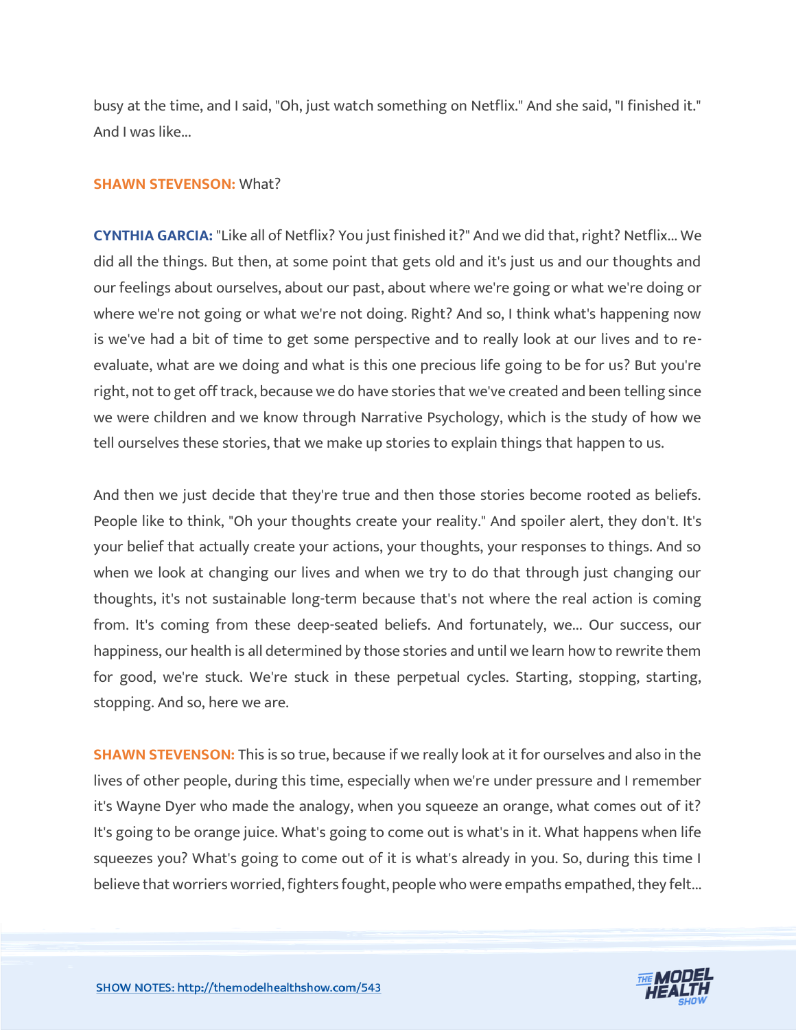busy at the time, and I said, "Oh, just watch something on Netflix." And she said, "I finished it." And I was like...

**SHAWN STEVENSON:** What?

**CYNTHIA GARCIA:** "Like all of Netflix? You just finished it?" And we did that, right? Netflix... We did all the things. But then, at some point that gets old and it's just us and our thoughts and our feelings about ourselves, about our past, about where we're going or what we're doing or where we're not going or what we're not doing. Right? And so, I think what's happening now is we've had a bit of time to get some perspective and to really look at our lives and to re-evaluate, what are we doing and what is this one precious life going to be for us? But you're right, not to get off track, because we do have stories that we've created and been telling since we were children and we know through Narrative Psychology, which is the study of how we tell ourselves these stories, that we make up stories to explain things that happen to us.

And then we just decide that they're true and then those stories become rooted as beliefs. People like to think, "Oh your thoughts create your reality." And spoiler alert, they don't. It's your belief that actually create your actions, your thoughts, your responses to things. And so when we look at changing our lives and when we try to do that through just changing our thoughts, it's not sustainable long-term because that's not where the real action is coming from. It's coming from these deep-seated beliefs. And fortunately, we... Our success, our happiness, our health is all determined by those stories and until we learn how to rewrite them for good, we're stuck. We're stuck in these perpetual cycles. Starting, stopping, starting, stopping. And so, here we are.

**SHAWN STEVENSON:** This is so true, because if we really look at it for ourselves and also in the lives of other people, during this time, especially when we're under pressure and I remember it's Wayne Dyer who made the analogy, when you squeeze an orange, what comes out of it? It's going to be orange juice. What's going to come out is what's in it. What happens when life squeezes you? What's going to come out of it is what's already in you. So, during this time I believe that worriers worried, fighters fought, people who were empaths empathed, they felt...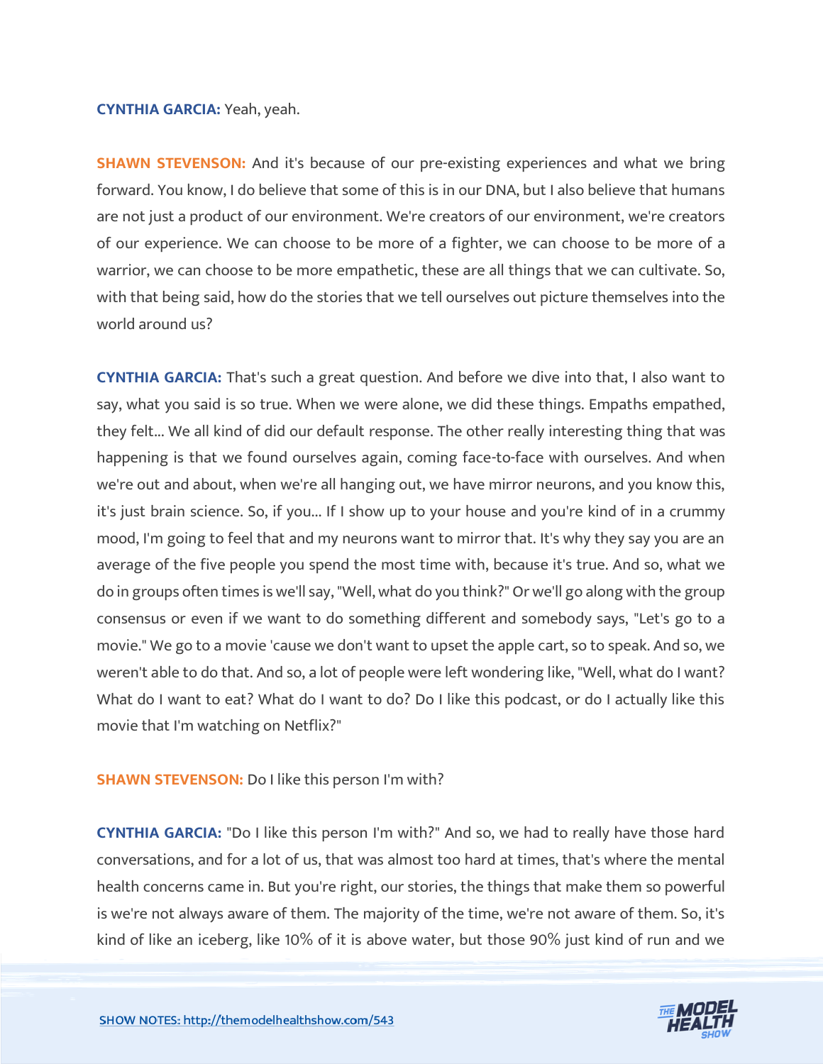**CYNTHIA GARCIA:** Yeah, yeah.

**SHAWN STEVENSON:** And it's because of our pre-existing experiences and what we bring forward. You know, I do believe that some of this is in our DNA, but I also believe that humans are not just a product of our environment. We're creators of our environment, we're creators of our experience. We can choose to be more of a fighter, we can choose to be more of a warrior, we can choose to be more empathetic, these are all things that we can cultivate. So, with that being said, how do the stories that we tell ourselves out picture themselves into the world around us?

**CYNTHIA GARCIA:** That's such a great question. And before we dive into that, I also want to say, what you said is so true. When we were alone, we did these things. Empaths empathed, they felt... We all kind of did our default response. The other really interesting thing that was happening is that we found ourselves again, coming face-to-face with ourselves. And when we're out and about, when we're all hanging out, we have mirror neurons, and you know this, it's just brain science. So, if you... If I show up to your house and you're kind of in a crummy mood, I'm going to feel that and my neurons want to mirror that. It's why they say you are an average of the five people you spend the most time with, because it's true. And so, what we do in groups often times is we'll say, "Well, what do you think?" Or we'll go along with the group consensus or even if we want to do something different and somebody says, "Let's go to a movie." We go to a movie 'cause we don't want to upset the apple cart, so to speak. And so, we weren't able to do that. And so, a lot of people were left wondering like, "Well, what do I want? What do I want to eat? What do I want to do? Do I like this podcast, or do I actually like this movie that I'm watching on Netflix?"

**SHAWN STEVENSON:** Do I like this person I'm with?

**CYNTHIA GARCIA:** "Do I like this person I'm with?" And so, we had to really have those hard conversations, and for a lot of us, that was almost too hard at times, that's where the mental health concerns came in. But you're right, our stories, the things that make them so powerful is we're not always aware of them. The majority of the time, we're not aware of them. So, it's kind of like an iceberg, like 10% of it is above water, but those 90% just kind of run and we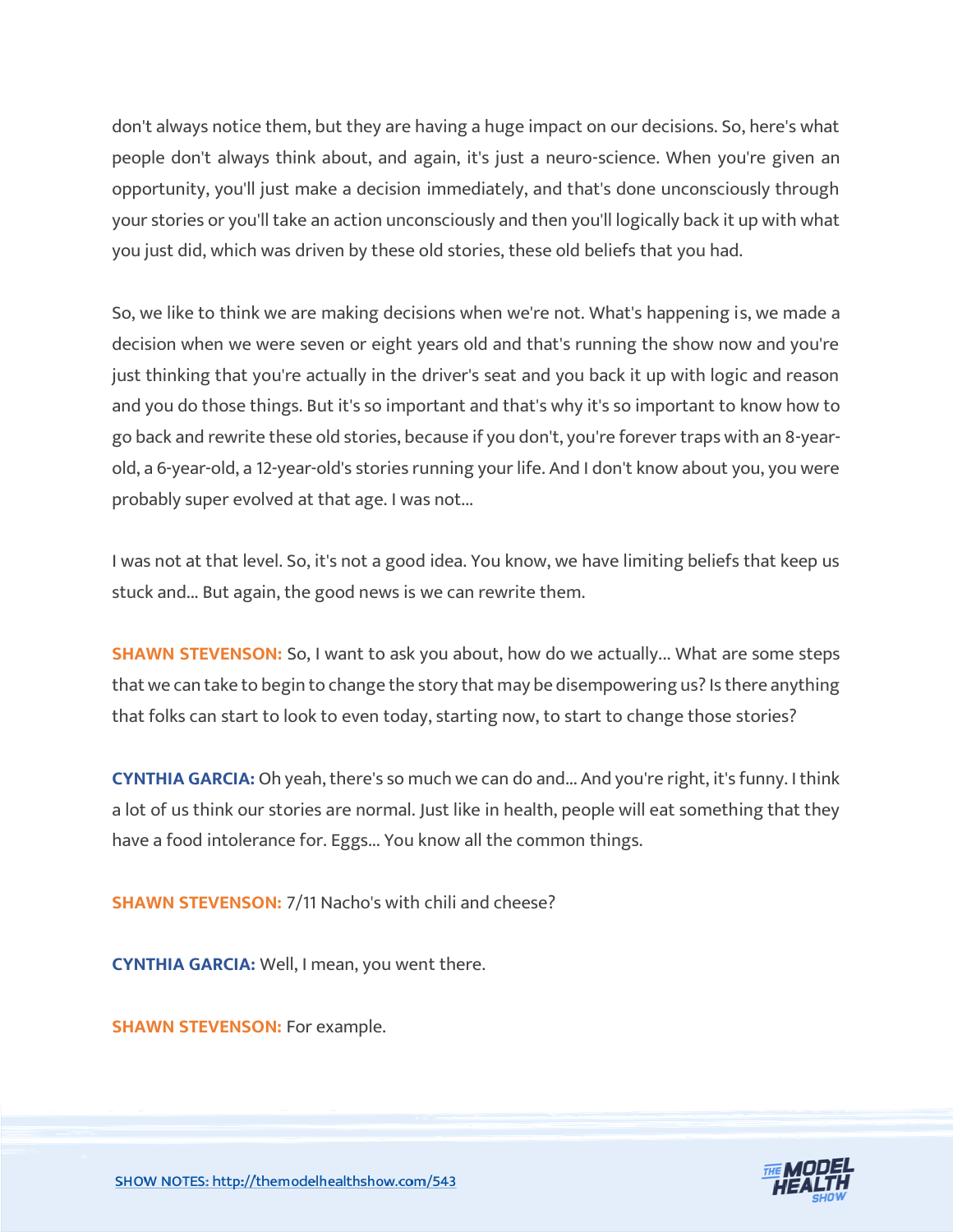don't always notice them, but they are having a huge impact on our decisions. So, here's what people don't always think about, and again, it's just a neuro-science. When you're given an opportunity, you'll just make a decision immediately, and that's done unconsciously through your stories or you'll take an action unconsciously and then you'll logically back it up with what you just did, which was driven by these old stories, these old beliefs that you had.

So, we like to think we are making decisions when we're not. What's happening is, we made a decision when we were seven or eight years old and that's running the show now and you're just thinking that you're actually in the driver's seat and you back it up with logic and reason and you do those things. But it's so important and that's why it's so important to know how to go back and rewrite these old stories, because if you don't, you're forever traps with an 8-year-old, a 6-year-old, a 12-year-old's stories running your life. And I don't know about you, you were probably super evolved at that age. I was not...

I was not at that level. So, it's not a good idea. You know, we have limiting beliefs that keep us stuck and... But again, the good news is we can rewrite them.

**SHAWN STEVENSON:** So, I want to ask you about, how do we actually... What are some steps that we can take to begin to change the story that may be disempowering us? Is there anything that folks can start to look to even today, starting now, to start to change those stories?

**CYNTHIA GARCIA:** Oh yeah, there's so much we can do and... And you're right, it's funny. I think a lot of us think our stories are normal. Just like in health, people will eat something that they have a food intolerance for. Eggs... You know all the common things.

**SHAWN STEVENSON:** 7/11 Nacho's with chili and cheese?

**CYNTHIA GARCIA:** Well, I mean, you went there.

**SHAWN STEVENSON:** For example.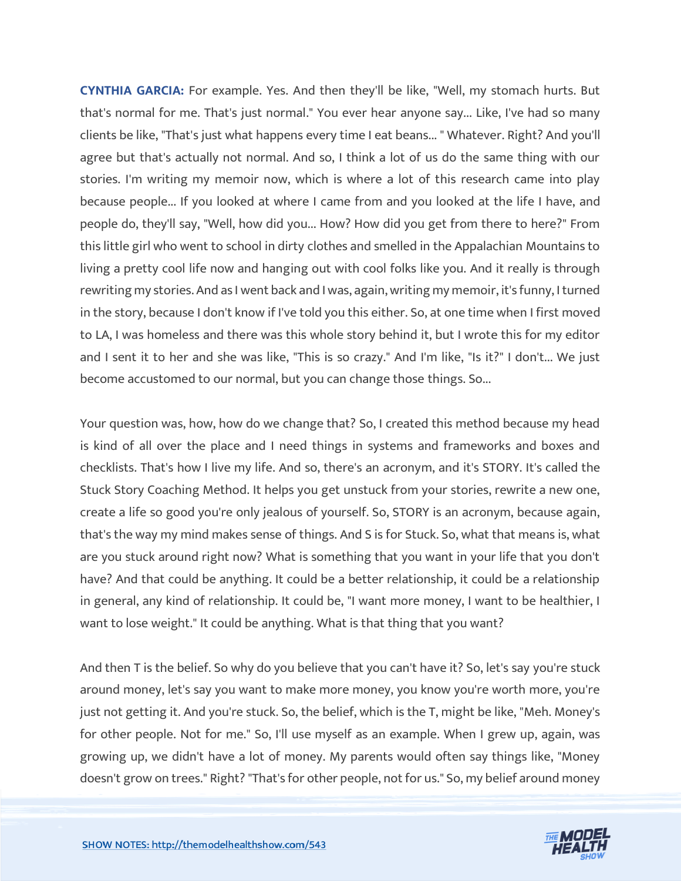**CYNTHIA GARCIA:** For example. Yes. And then they'll be like, "Well, my stomach hurts. But that's normal for me. That's just normal." You ever hear anyone say... Like, I've had so many clients be like, "That's just what happens every time I eat beans... " Whatever. Right? And you'll agree but that's actually not normal. And so, I think a lot of us do the same thing with our stories. I'm writing my memoir now, which is where a lot of this research came into play because people... If you looked at where I came from and you looked at the life I have, and people do, they'll say, "Well, how did you... How? How did you get from there to here?" From this little girl who went to school in dirty clothes and smelled in the Appalachian Mountains to living a pretty cool life now and hanging out with cool folks like you. And it really is through rewriting my stories. And as I went back and I was, again, writing my memoir, it's funny, I turned in the story, because I don't know if I've told you this either. So, at one time when I first moved to LA, I was homeless and there was this whole story behind it, but I wrote this for my editor and I sent it to her and she was like, "This is so crazy." And I'm like, "Is it?" I don't... We just become accustomed to our normal, but you can change those things. So...

Your question was, how, how do we change that? So, I created this method because my head is kind of all over the place and I need things in systems and frameworks and boxes and checklists. That's how I live my life. And so, there's an acronym, and it's STORY. It's called the Stuck Story Coaching Method. It helps you get unstuck from your stories, rewrite a new one, create a life so good you're only jealous of yourself. So, STORY is an acronym, because again, that's the way my mind makes sense of things. And S is for Stuck. So, what that means is, what are you stuck around right now? What is something that you want in your life that you don't have? And that could be anything. It could be a better relationship, it could be a relationship in general, any kind of relationship. It could be, "I want more money, I want to be healthier, I want to lose weight." It could be anything. What is that thing that you want?

And then T is the belief. So why do you believe that you can't have it? So, let's say you're stuck around money, let's say you want to make more money, you know you're worth more, you're just not getting it. And you're stuck. So, the belief, which is the T, might be like, "Meh. Money's for other people. Not for me." So, I'll use myself as an example. When I grew up, again, was growing up, we didn't have a lot of money. My parents would often say things like, "Money doesn't grow on trees." Right? "That's for other people, not for us." So, my belief around money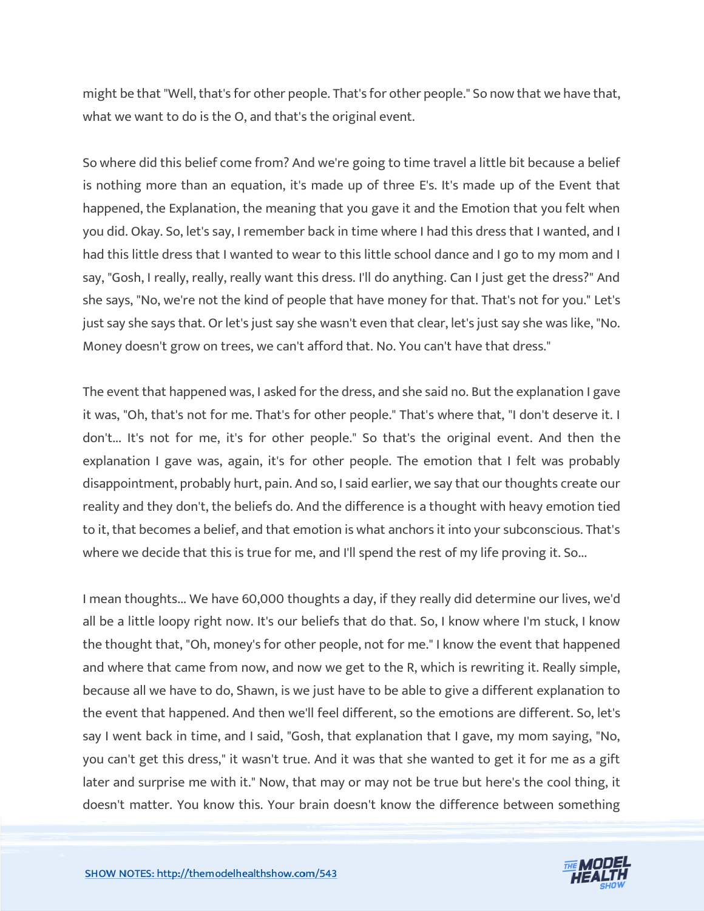might be that "Well, that's for other people. That's for other people." So now that we have that, what we want to do is the O, and that's the original event.

So where did this belief come from? And we're going to time travel a little bit because a belief is nothing more than an equation, it's made up of three E's. It's made up of the Event that happened, the Explanation, the meaning that you gave it and the Emotion that you felt when you did. Okay. So, let's say, I remember back in time where I had this dress that I wanted, and I had this little dress that I wanted to wear to this little school dance and I go to my mom and I say, "Gosh, I really, really, really want this dress. I'll do anything. Can I just get the dress?" And she says, "No, we're not the kind of people that have money for that. That's not for you." Let's just say she says that. Or let's just say she wasn't even that clear, let's just say she was like, "No. Money doesn't grow on trees, we can't afford that. No. You can't have that dress."

The event that happened was, I asked for the dress, and she said no. But the explanation I gave it was, "Oh, that's not for me. That's for other people." That's where that, "I don't deserve it. I don't... It's not for me, it's for other people." So that's the original event. And then the explanation I gave was, again, it's for other people. The emotion that I felt was probably disappointment, probably hurt, pain. And so, I said earlier, we say that our thoughts create our reality and they don't, the beliefs do. And the difference is a thought with heavy emotion tied to it, that becomes a belief, and that emotion is what anchors it into your subconscious. That's where we decide that this is true for me, and I'll spend the rest of my life proving it. So...

I mean thoughts... We have 60,000 thoughts a day, if they really did determine our lives, we'd all be a little loopy right now. It's our beliefs that do that. So, I know where I'm stuck, I know the thought that, "Oh, money's for other people, not for me." I know the event that happened and where that came from now, and now we get to the R, which is rewriting it. Really simple, because all we have to do, Shawn, is we just have to be able to give a different explanation to the event that happened. And then we'll feel different, so the emotions are different. So, let's say I went back in time, and I said, "Gosh, that explanation that I gave, my mom saying, "No, you can't get this dress," it wasn't true. And it was that she wanted to get it for me as a gift later and surprise me with it." Now, that may or may not be true but here's the cool thing, it doesn't matter. You know this. Your brain doesn't know the difference between something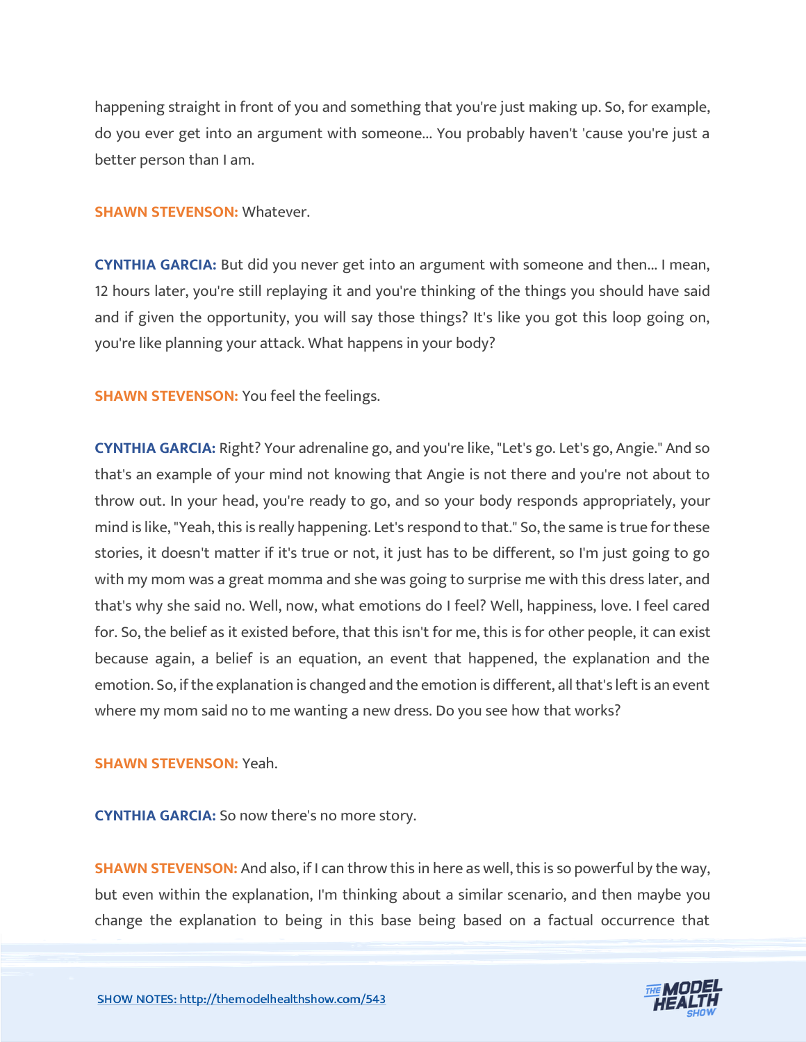happening straight in front of you and something that you're just making up. So, for example, do you ever get into an argument with someone... You probably haven't 'cause you're just a better person than I am.

**SHAWN STEVENSON:** Whatever.

**CYNTHIA GARCIA:** But did you never get into an argument with someone and then... I mean, 12 hours later, you're still replaying it and you're thinking of the things you should have said and if given the opportunity, you will say those things? It's like you got this loop going on, you're like planning your attack. What happens in your body?

**SHAWN STEVENSON:** You feel the feelings.

**CYNTHIA GARCIA:** Right? Your adrenaline go, and you're like, "Let's go. Let's go, Angie." And so that's an example of your mind not knowing that Angie is not there and you're not about to throw out. In your head, you're ready to go, and so your body responds appropriately, your mind is like, "Yeah, this is really happening. Let's respond to that." So, the same is true for these stories, it doesn't matter if it's true or not, it just has to be different, so I'm just going to go with my mom was a great momma and she was going to surprise me with this dress later, and that's why she said no. Well, now, what emotions do I feel? Well, happiness, love. I feel cared for. So, the belief as it existed before, that this isn't for me, this is for other people, it can exist because again, a belief is an equation, an event that happened, the explanation and the emotion. So, if the explanation is changed and the emotion is different, all that's left is an event where my mom said no to me wanting a new dress. Do you see how that works?

**SHAWN STEVENSON:** Yeah.

**CYNTHIA GARCIA:** So now there's no more story.

**SHAWN STEVENSON:** And also, if I can throw this in here as well, this is so powerful by the way, but even within the explanation, I'm thinking about a similar scenario, and then maybe you change the explanation to being in this base being based on a factual occurrence that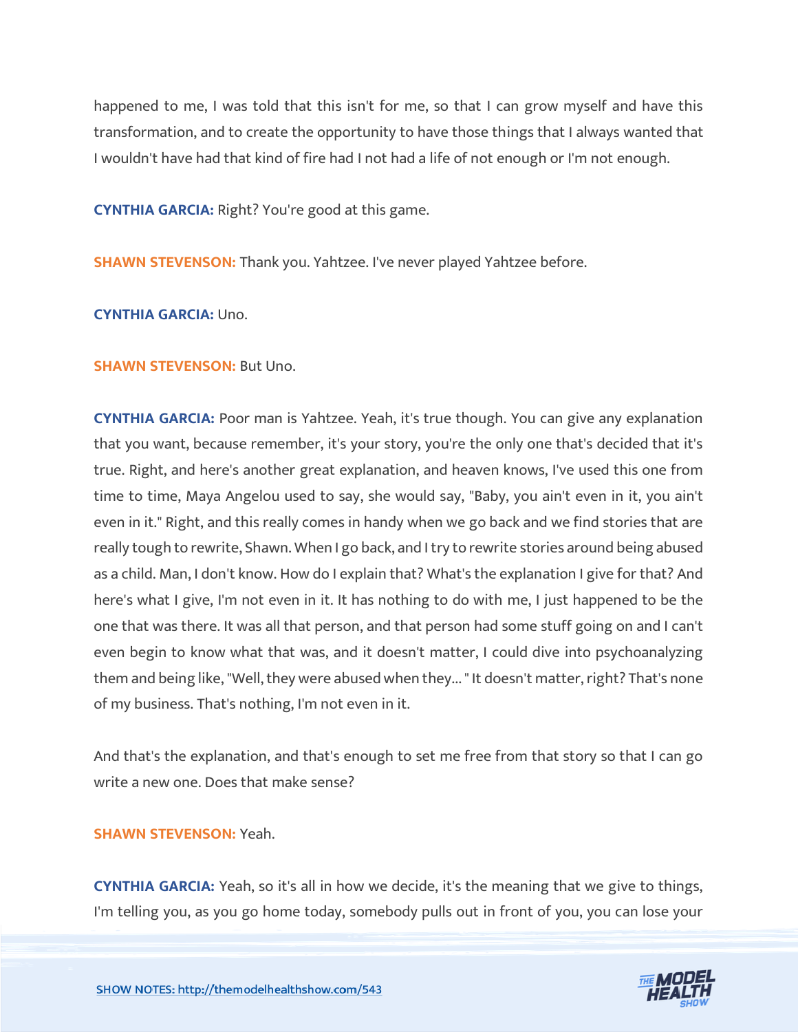happened to me, I was told that this isn't for me, so that I can grow myself and have this transformation, and to create the opportunity to have those things that I always wanted that I wouldn't have had that kind of fire had I not had a life of not enough or I'm not enough.

**CYNTHIA GARCIA:** Right? You're good at this game.

**SHAWN STEVENSON:** Thank you. Yahtzee. I've never played Yahtzee before.

**CYNTHIA GARCIA:** Uno.

**SHAWN STEVENSON:** But Uno.

**CYNTHIA GARCIA:** Poor man is Yahtzee. Yeah, it's true though. You can give any explanation that you want, because remember, it's your story, you're the only one that's decided that it's true. Right, and here's another great explanation, and heaven knows, I've used this one from time to time, Maya Angelou used to say, she would say, "Baby, you ain't even in it, you ain't even in it." Right, and this really comes in handy when we go back and we find stories that are really tough to rewrite, Shawn. When I go back, and I try to rewrite stories around being abused as a child. Man, I don't know. How do I explain that? What's the explanation I give for that? And here's what I give, I'm not even in it. It has nothing to do with me, I just happened to be the one that was there. It was all that person, and that person had some stuff going on and I can't even begin to know what that was, and it doesn't matter, I could dive into psychoanalyzing them and being like, "Well, they were abused when they... " It doesn't matter, right? That's none of my business. That's nothing, I'm not even in it.

And that's the explanation, and that's enough to set me free from that story so that I can go write a new one. Does that make sense?

**SHAWN STEVENSON:** Yeah.

**CYNTHIA GARCIA:** Yeah, so it's all in how we decide, it's the meaning that we give to things, I'm telling you, as you go home today, somebody pulls out in front of you, you can lose your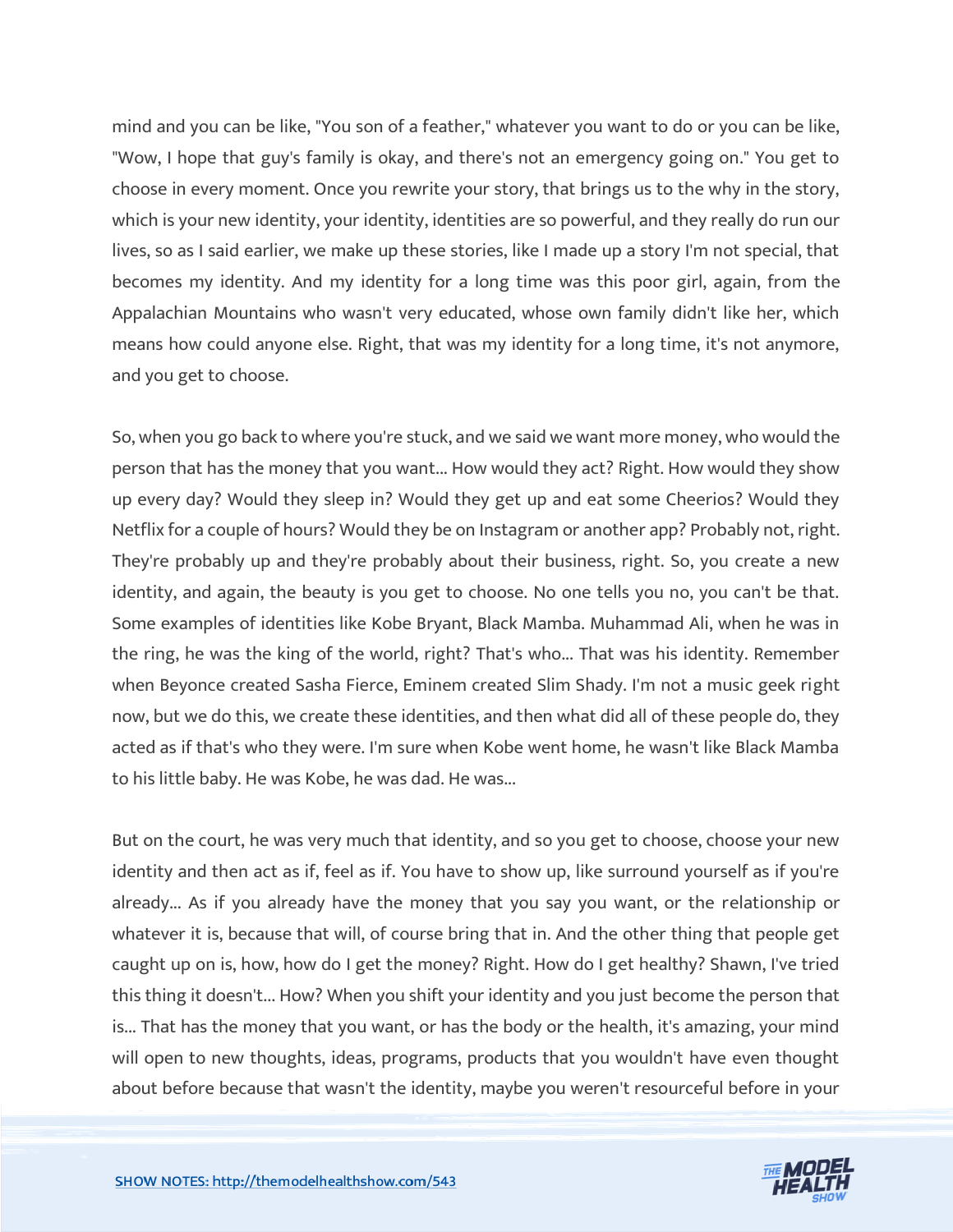mind and you can be like, "You son of a feather," whatever you want to do or you can be like, "Wow, I hope that guy's family is okay, and there's not an emergency going on." You get to choose in every moment. Once you rewrite your story, that brings us to the why in the story, which is your new identity, your identity, identities are so powerful, and they really do run our lives, so as I said earlier, we make up these stories, like I made up a story I'm not special, that becomes my identity. And my identity for a long time was this poor girl, again, from the Appalachian Mountains who wasn't very educated, whose own family didn't like her, which means how could anyone else. Right, that was my identity for a long time, it's not anymore, and you get to choose.

So, when you go back to where you're stuck, and we said we want more money, who would the person that has the money that you want... How would they act? Right. How would they show up every day? Would they sleep in? Would they get up and eat some Cheerios? Would they Netflix for a couple of hours? Would they be on Instagram or another app? Probably not, right. They're probably up and they're probably about their business, right. So, you create a new identity, and again, the beauty is you get to choose. No one tells you no, you can't be that. Some examples of identities like Kobe Bryant, Black Mamba. Muhammad Ali, when he was in the ring, he was the king of the world, right? That's who... That was his identity. Remember when Beyonce created Sasha Fierce, Eminem created Slim Shady. I'm not a music geek right now, but we do this, we create these identities, and then what did all of these people do, they acted as if that's who they were. I'm sure when Kobe went home, he wasn't like Black Mamba to his little baby. He was Kobe, he was dad. He was...

But on the court, he was very much that identity, and so you get to choose, choose your new identity and then act as if, feel as if. You have to show up, like surround yourself as if you're already... As if you already have the money that you say you want, or the relationship or whatever it is, because that will, of course bring that in. And the other thing that people get caught up on is, how, how do I get the money? Right. How do I get healthy? Shawn, I've tried this thing it doesn't... How? When you shift your identity and you just become the person that is... That has the money that you want, or has the body or the health, it's amazing, your mind will open to new thoughts, ideas, programs, products that you wouldn't have even thought about before because that wasn't the identity, maybe you weren't resourceful before in your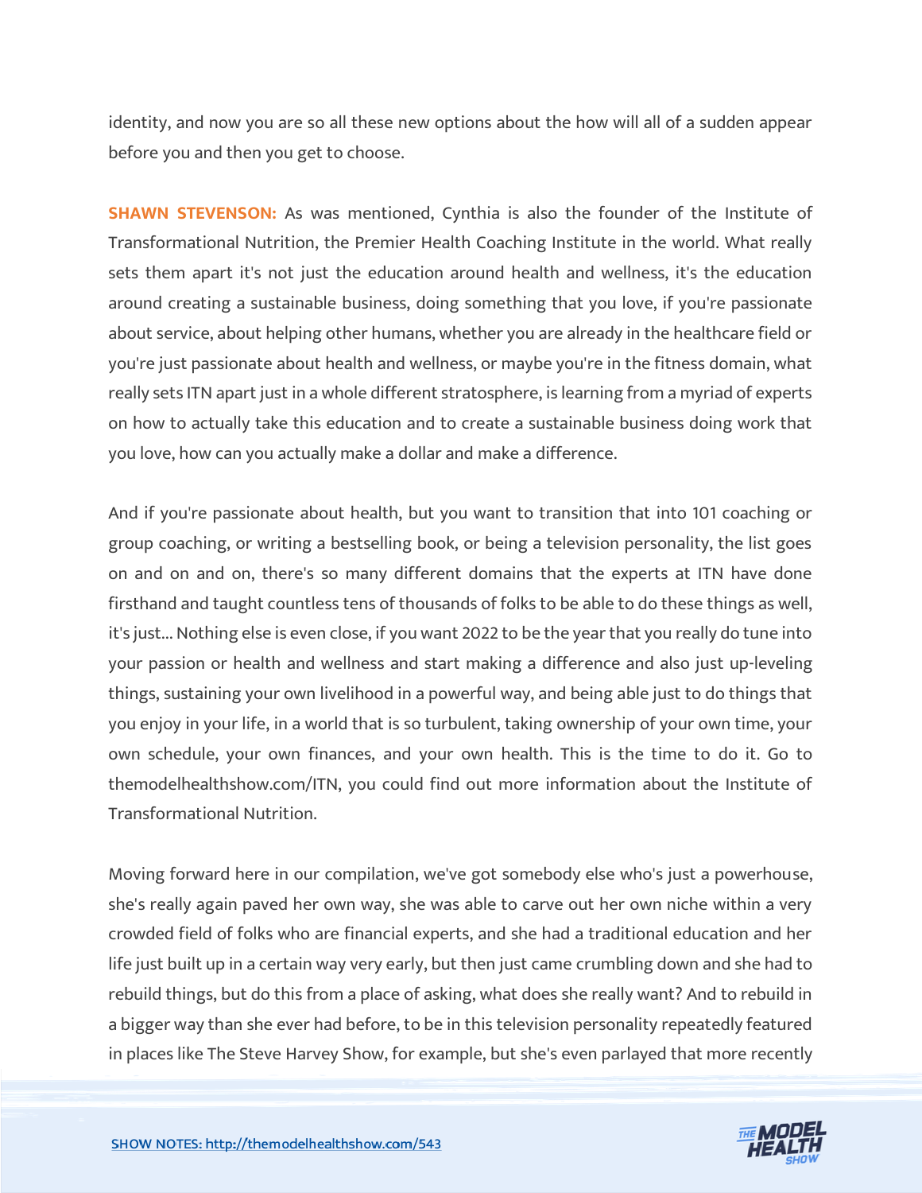identity, and now you are so all these new options about the how will all of a sudden appear before you and then you get to choose.

**SHAWN STEVENSON:** As was mentioned, Cynthia is also the founder of the Institute of Transformational Nutrition, the Premier Health Coaching Institute in the world. What really sets them apart it's not just the education around health and wellness, it's the education around creating a sustainable business, doing something that you love, if you're passionate about service, about helping other humans, whether you are already in the healthcare field or you're just passionate about health and wellness, or maybe you're in the fitness domain, what really sets ITN apart just in a whole different stratosphere, is learning from a myriad of experts on how to actually take this education and to create a sustainable business doing work that you love, how can you actually make a dollar and make a difference.

And if you're passionate about health, but you want to transition that into 101 coaching or group coaching, or writing a bestselling book, or being a television personality, the list goes on and on and on, there's so many different domains that the experts at ITN have done firsthand and taught countless tens of thousands of folks to be able to do these things as well, it's just... Nothing else is even close, if you want 2022 to be the year that you really do tune into your passion or health and wellness and start making a difference and also just up-leveling things, sustaining your own livelihood in a powerful way, and being able just to do things that you enjoy in your life, in a world that is so turbulent, taking ownership of your own time, your own schedule, your own finances, and your own health. This is the time to do it. Go to themodelhealthshow.com/ITN, you could find out more information about the Institute of Transformational Nutrition.

Moving forward here in our compilation, we've got somebody else who's just a powerhouse, she's really again paved her own way, she was able to carve out her own niche within a very crowded field of folks who are financial experts, and she had a traditional education and her life just built up in a certain way very early, but then just came crumbling down and she had to rebuild things, but do this from a place of asking, what does she really want? And to rebuild in a bigger way than she ever had before, to be in this television personality repeatedly featured in places like The Steve Harvey Show, for example, but she's even parlayed that more recently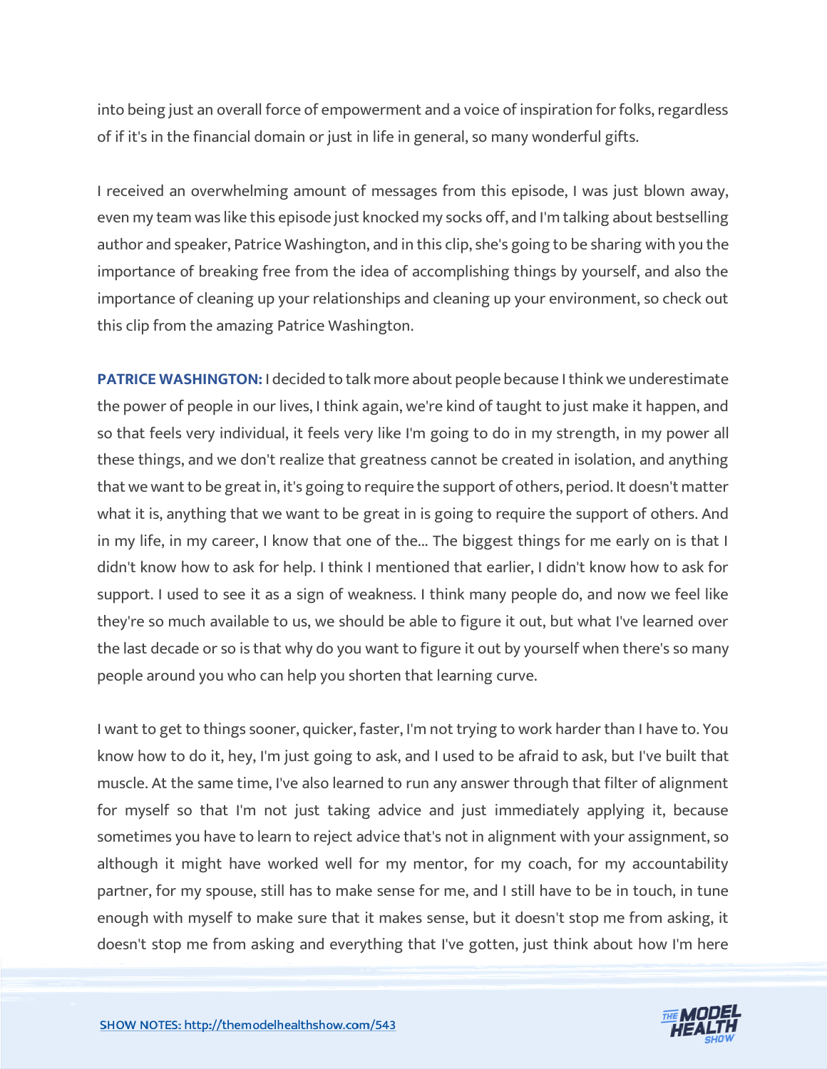into being just an overall force of empowerment and a voice of inspiration for folks, regardless of if it's in the financial domain or just in life in general, so many wonderful gifts.

I received an overwhelming amount of messages from this episode, I was just blown away, even my team was like this episode just knocked my socks off, and I'm talking about bestselling author and speaker, Patrice Washington, and in this clip, she's going to be sharing with you the importance of breaking free from the idea of accomplishing things by yourself, and also the importance of cleaning up your relationships and cleaning up your environment, so check out this clip from the amazing Patrice Washington.

**PATRICE WASHINGTON:** I decided to talk more about people because I think we underestimate the power of people in our lives, I think again, we're kind of taught to just make it happen, and so that feels very individual, it feels very like I'm going to do in my strength, in my power all these things, and we don't realize that greatness cannot be created in isolation, and anything that we want to be great in, it's going to require the support of others, period. It doesn't matter what it is, anything that we want to be great in is going to require the support of others. And in my life, in my career, I know that one of the... The biggest things for me early on is that I didn't know how to ask for help. I think I mentioned that earlier, I didn't know how to ask for support. I used to see it as a sign of weakness. I think many people do, and now we feel like they're so much available to us, we should be able to figure it out, but what I've learned over the last decade or so is that why do you want to figure it out by yourself when there's so many people around you who can help you shorten that learning curve.

I want to get to things sooner, quicker, faster, I'm not trying to work harder than I have to. You know how to do it, hey, I'm just going to ask, and I used to be afraid to ask, but I've built that muscle. At the same time, I've also learned to run any answer through that filter of alignment for myself so that I'm not just taking advice and just immediately applying it, because sometimes you have to learn to reject advice that's not in alignment with your assignment, so although it might have worked well for my mentor, for my coach, for my accountability partner, for my spouse, still has to make sense for me, and I still have to be in touch, in tune enough with myself to make sure that it makes sense, but it doesn't stop me from asking, it doesn't stop me from asking and everything that I've gotten, just think about how I'm here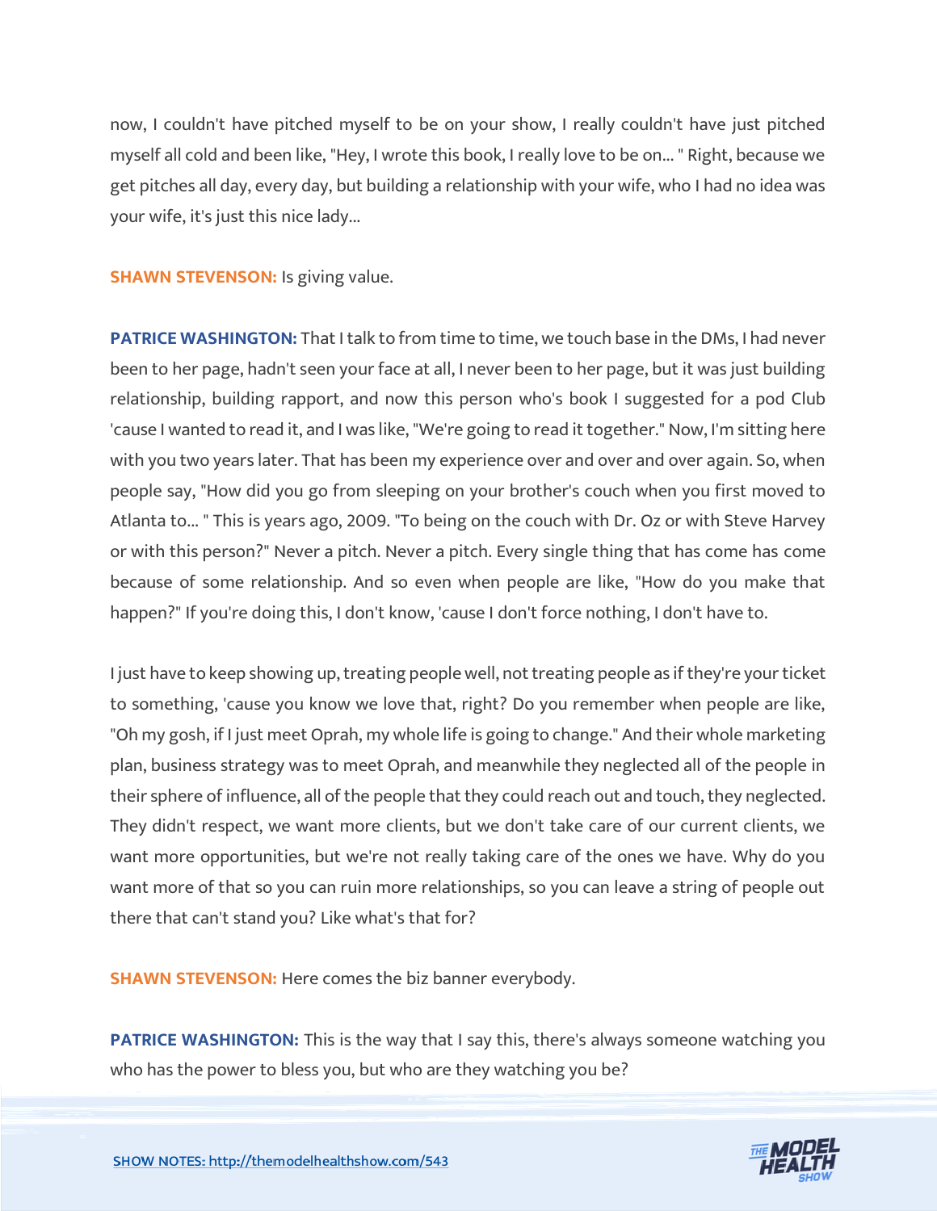now, I couldn't have pitched myself to be on your show, I really couldn't have just pitched myself all cold and been like, "Hey, I wrote this book, I really love to be on... " Right, because we get pitches all day, every day, but building a relationship with your wife, who I had no idea was your wife, it's just this nice lady...

**SHAWN STEVENSON:** Is giving value.

**PATRICE WASHINGTON:** That I talk to from time to time, we touch base in the DMs, I had never been to her page, hadn't seen your face at all, I never been to her page, but it was just building relationship, building rapport, and now this person who's book I suggested for a pod Club 'cause I wanted to read it, and I was like, "We're going to read it together." Now, I'm sitting here with you two years later. That has been my experience over and over and over again. So, when people say, "How did you go from sleeping on your brother's couch when you first moved to Atlanta to... " This is years ago, 2009. "To being on the couch with Dr. Oz or with Steve Harvey or with this person?" Never a pitch. Never a pitch. Every single thing that has come has come because of some relationship. And so even when people are like, "How do you make that happen?" If you're doing this, I don't know, 'cause I don't force nothing, I don't have to.

I just have to keep showing up, treating people well, not treating people as if they're your ticket to something, 'cause you know we love that, right? Do you remember when people are like, "Oh my gosh, if I just meet Oprah, my whole life is going to change." And their whole marketing plan, business strategy was to meet Oprah, and meanwhile they neglected all of the people in their sphere of influence, all of the people that they could reach out and touch, they neglected. They didn't respect, we want more clients, but we don't take care of our current clients, we want more opportunities, but we're not really taking care of the ones we have. Why do you want more of that so you can ruin more relationships, so you can leave a string of people out there that can't stand you? Like what's that for?

**SHAWN STEVENSON:** Here comes the biz banner everybody.

**PATRICE WASHINGTON:** This is the way that I say this, there's always someone watching you who has the power to bless you, but who are they watching you be?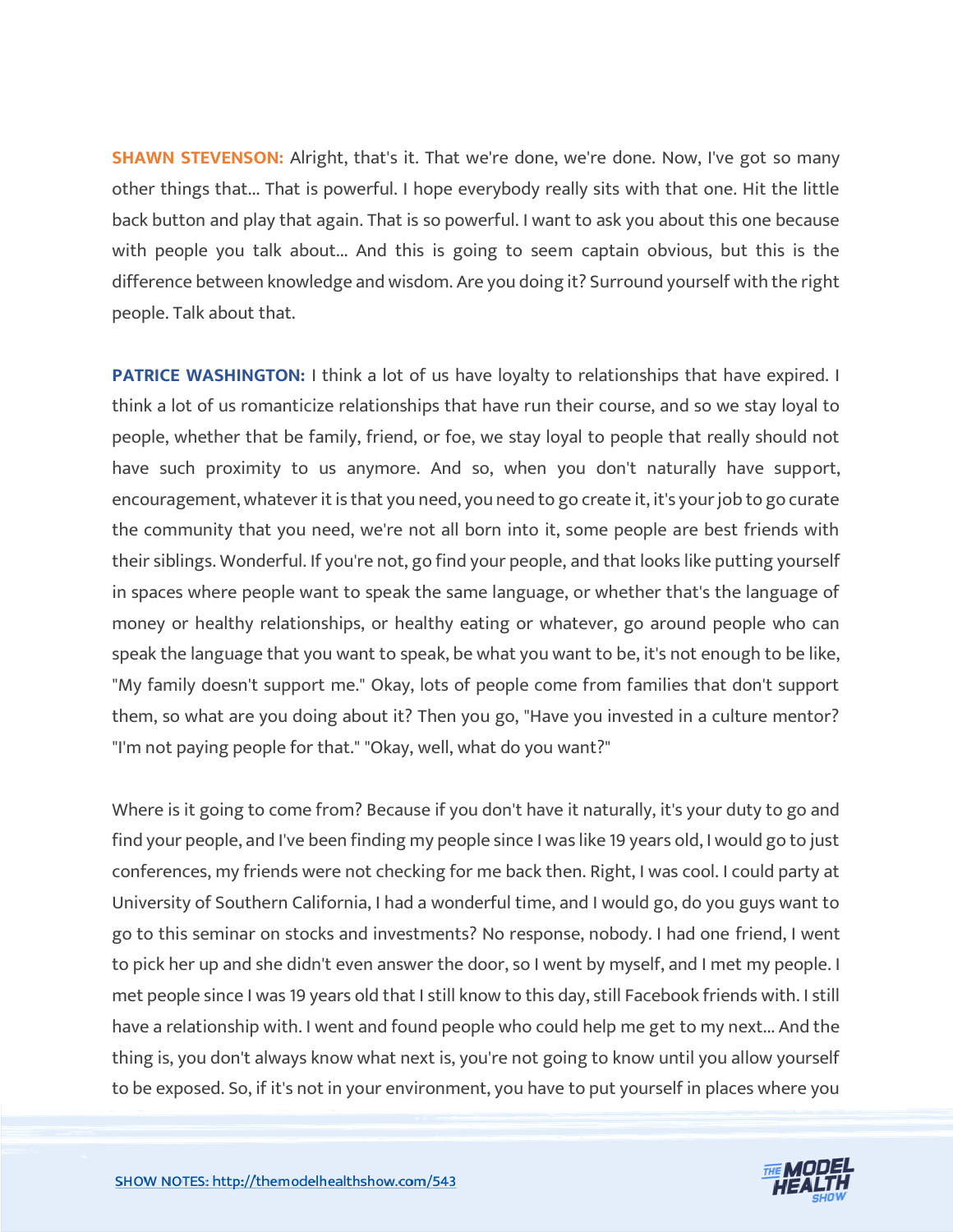**SHAWN STEVENSON:** Alright, that's it. That we're done, we're done. Now, I've got so many other things that... That is powerful. I hope everybody really sits with that one. Hit the little back button and play that again. That is so powerful. I want to ask you about this one because with people you talk about... And this is going to seem captain obvious, but this is the difference between knowledge and wisdom. Are you doing it? Surround yourself with the right people. Talk about that.

**PATRICE WASHINGTON:** I think a lot of us have loyalty to relationships that have expired. I think a lot of us romanticize relationships that have run their course, and so we stay loyal to people, whether that be family, friend, or foe, we stay loyal to people that really should not have such proximity to us anymore. And so, when you don't naturally have support, encouragement, whatever it is that you need, you need to go create it, it's your job to go curate the community that you need, we're not all born into it, some people are best friends with their siblings. Wonderful. If you're not, go find your people, and that looks like putting yourself in spaces where people want to speak the same language, or whether that's the language of money or healthy relationships, or healthy eating or whatever, go around people who can speak the language that you want to speak, be what you want to be, it's not enough to be like, "My family doesn't support me." Okay, lots of people come from families that don't support them, so what are you doing about it? Then you go, "Have you invested in a culture mentor? "I'm not paying people for that." "Okay, well, what do you want?"

Where is it going to come from? Because if you don't have it naturally, it's your duty to go and find your people, and I've been finding my people since I was like 19 years old, I would go to just conferences, my friends were not checking for me back then. Right, I was cool. I could party at University of Southern California, I had a wonderful time, and I would go, do you guys want to go to this seminar on stocks and investments? No response, nobody. I had one friend, I went to pick her up and she didn't even answer the door, so I went by myself, and I met my people. I met people since I was 19 years old that I still know to this day, still Facebook friends with. I still have a relationship with. I went and found people who could help me get to my next... And the thing is, you don't always know what next is, you're not going to know until you allow yourself to be exposed. So, if it's not in your environment, you have to put yourself in places where you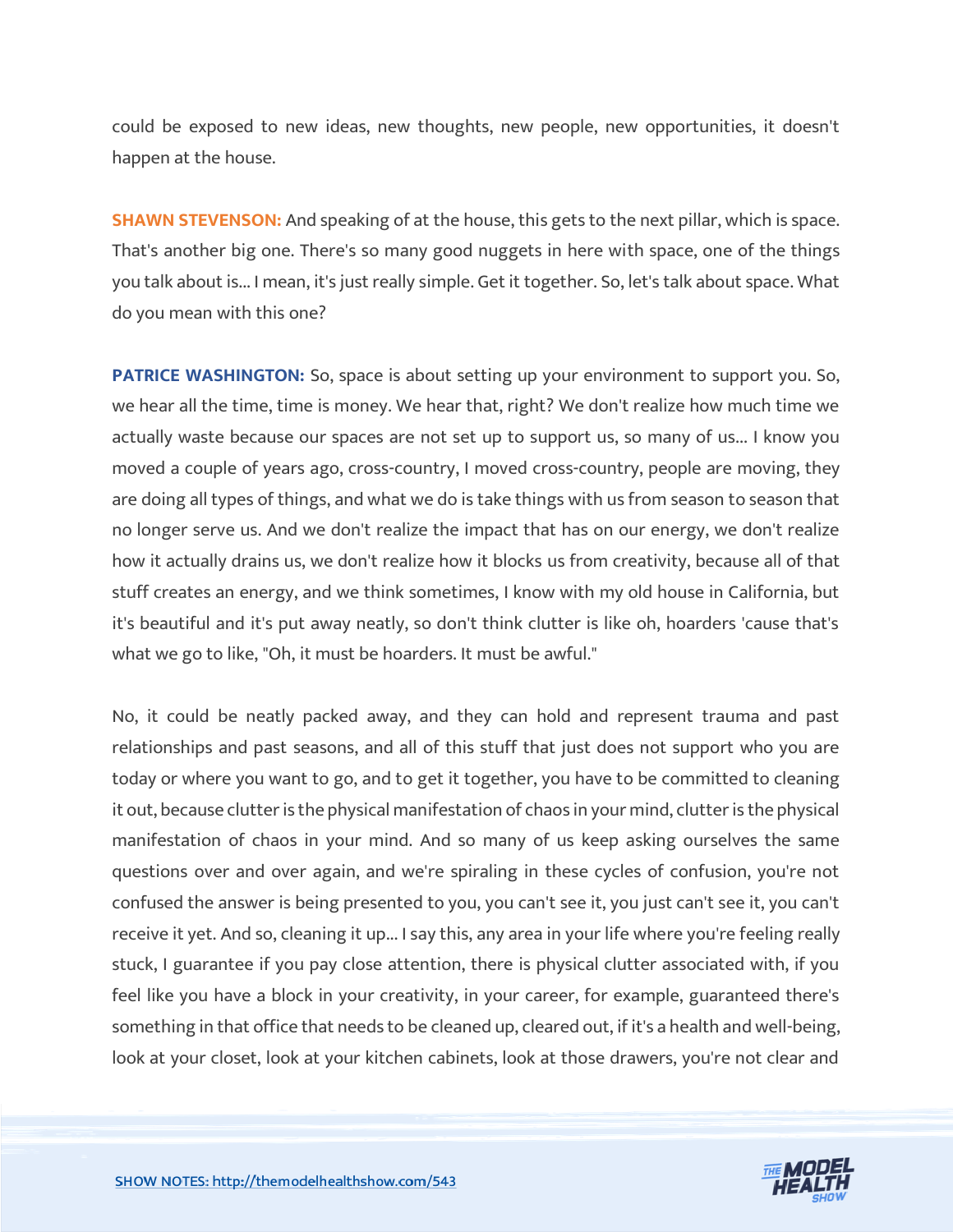could be exposed to new ideas, new thoughts, new people, new opportunities, it doesn't happen at the house.

**SHAWN STEVENSON:** And speaking of at the house, this gets to the next pillar, which is space. That's another big one. There's so many good nuggets in here with space, one of the things you talk about is... I mean, it's just really simple. Get it together. So, let's talk about space. What do you mean with this one?

**PATRICE WASHINGTON:** So, space is about setting up your environment to support you. So, we hear all the time, time is money. We hear that, right? We don't realize how much time we actually waste because our spaces are not set up to support us, so many of us... I know you moved a couple of years ago, cross-country, I moved cross-country, people are moving, they are doing all types of things, and what we do is take things with us from season to season that no longer serve us. And we don't realize the impact that has on our energy, we don't realize how it actually drains us, we don't realize how it blocks us from creativity, because all of that stuff creates an energy, and we think sometimes, I know with my old house in California, but it's beautiful and it's put away neatly, so don't think clutter is like oh, hoarders 'cause that's what we go to like, "Oh, it must be hoarders. It must be awful."

No, it could be neatly packed away, and they can hold and represent trauma and past relationships and past seasons, and all of this stuff that just does not support who you are today or where you want to go, and to get it together, you have to be committed to cleaning it out, because clutter is the physical manifestation of chaos in your mind, clutter is the physical manifestation of chaos in your mind. And so many of us keep asking ourselves the same questions over and over again, and we're spiraling in these cycles of confusion, you're not confused the answer is being presented to you, you can't see it, you just can't see it, you can't receive it yet. And so, cleaning it up... I say this, any area in your life where you're feeling really stuck, I guarantee if you pay close attention, there is physical clutter associated with, if you feel like you have a block in your creativity, in your career, for example, guaranteed there's something in that office that needs to be cleaned up, cleared out, if it's a health and well-being, look at your closet, look at your kitchen cabinets, look at those drawers, you're not clear and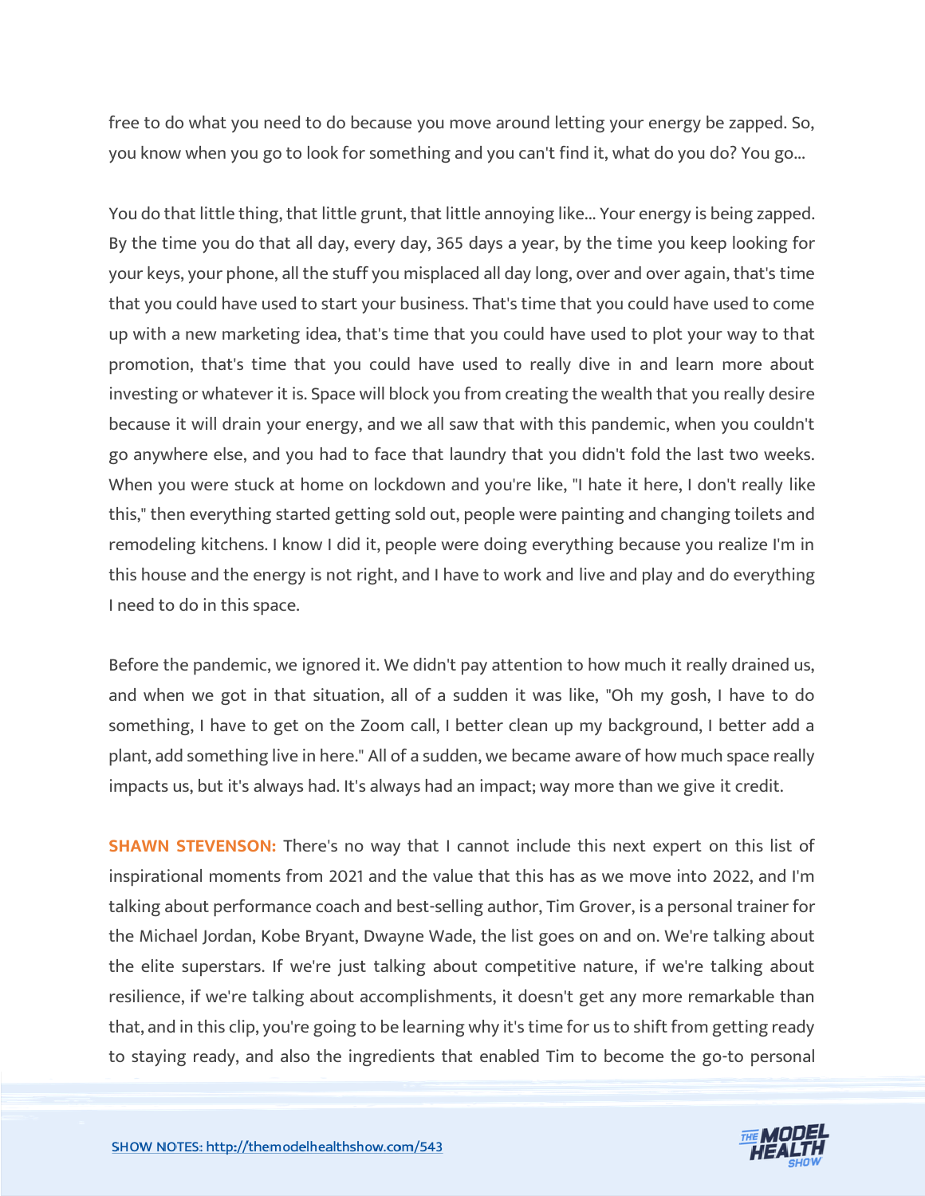free to do what you need to do because you move around letting your energy be zapped. So, you know when you go to look for something and you can't find it, what do you do? You go...

You do that little thing, that little grunt, that little annoying like... Your energy is being zapped. By the time you do that all day, every day, 365 days a year, by the time you keep looking for your keys, your phone, all the stuff you misplaced all day long, over and over again, that's time that you could have used to start your business. That's time that you could have used to come up with a new marketing idea, that's time that you could have used to plot your way to that promotion, that's time that you could have used to really dive in and learn more about investing or whatever it is. Space will block you from creating the wealth that you really desire because it will drain your energy, and we all saw that with this pandemic, when you couldn't go anywhere else, and you had to face that laundry that you didn't fold the last two weeks. When you were stuck at home on lockdown and you're like, "I hate it here, I don't really like this," then everything started getting sold out, people were painting and changing toilets and remodeling kitchens. I know I did it, people were doing everything because you realize I'm in this house and the energy is not right, and I have to work and live and play and do everything I need to do in this space.

Before the pandemic, we ignored it. We didn't pay attention to how much it really drained us, and when we got in that situation, all of a sudden it was like, "Oh my gosh, I have to do something, I have to get on the Zoom call, I better clean up my background, I better add a plant, add something live in here." All of a sudden, we became aware of how much space really impacts us, but it's always had. It's always had an impact; way more than we give it credit.

**SHAWN STEVENSON:** There's no way that I cannot include this next expert on this list of inspirational moments from 2021 and the value that this has as we move into 2022, and I'm talking about performance coach and best-selling author, Tim Grover, is a personal trainer for the Michael Jordan, Kobe Bryant, Dwayne Wade, the list goes on and on. We're talking about the elite superstars. If we're just talking about competitive nature, if we're talking about resilience, if we're talking about accomplishments, it doesn't get any more remarkable than that, and in this clip, you're going to be learning why it's time for us to shift from getting ready to staying ready, and also the ingredients that enabled Tim to become the go-to personal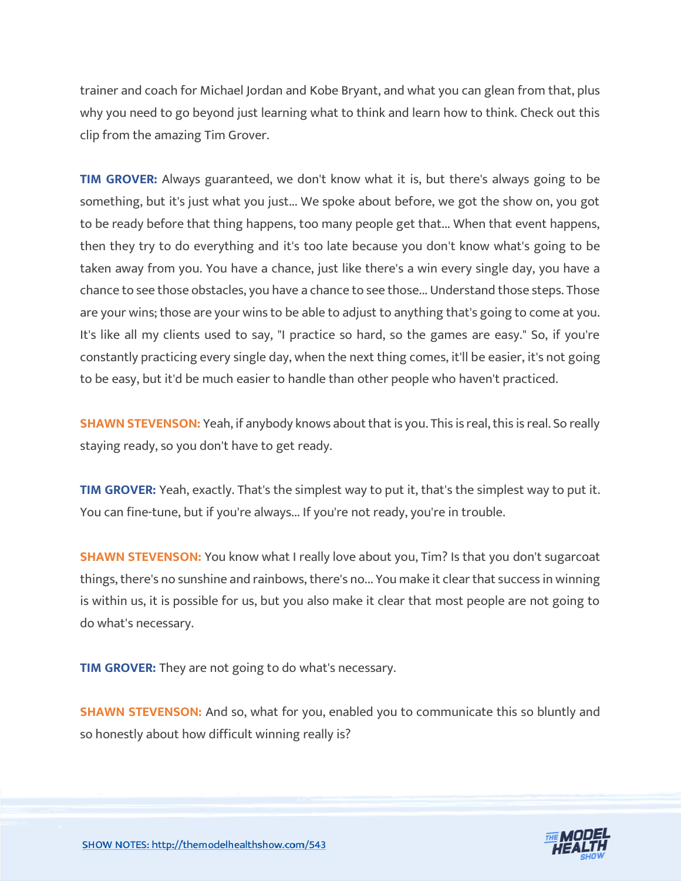trainer and coach for Michael Jordan and Kobe Bryant, and what you can glean from that, plus why you need to go beyond just learning what to think and learn how to think. Check out this clip from the amazing Tim Grover.

**TIM GROVER:** Always guaranteed, we don't know what it is, but there's always going to be something, but it's just what you just... We spoke about before, we got the show on, you got to be ready before that thing happens, too many people get that... When that event happens, then they try to do everything and it's too late because you don't know what's going to be taken away from you. You have a chance, just like there's a win every single day, you have a chance to see those obstacles, you have a chance to see those... Understand those steps. Those are your wins; those are your wins to be able to adjust to anything that's going to come at you. It's like all my clients used to say, "I practice so hard, so the games are easy." So, if you're constantly practicing every single day, when the next thing comes, it'll be easier, it's not going to be easy, but it'd be much easier to handle than other people who haven't practiced.

**SHAWN STEVENSON:** Yeah, if anybody knows about that is you. This is real, this is real. So really staying ready, so you don't have to get ready.

**TIM GROVER:** Yeah, exactly. That's the simplest way to put it, that's the simplest way to put it. You can fine-tune, but if you're always... If you're not ready, you're in trouble.

**SHAWN STEVENSON:** You know what I really love about you, Tim? Is that you don't sugarcoat things, there's no sunshine and rainbows, there's no... You make it clear that success in winning is within us, it is possible for us, but you also make it clear that most people are not going to do what's necessary.

**TIM GROVER:** They are not going to do what's necessary.

**SHAWN STEVENSON:** And so, what for you, enabled you to communicate this so bluntly and so honestly about how difficult winning really is?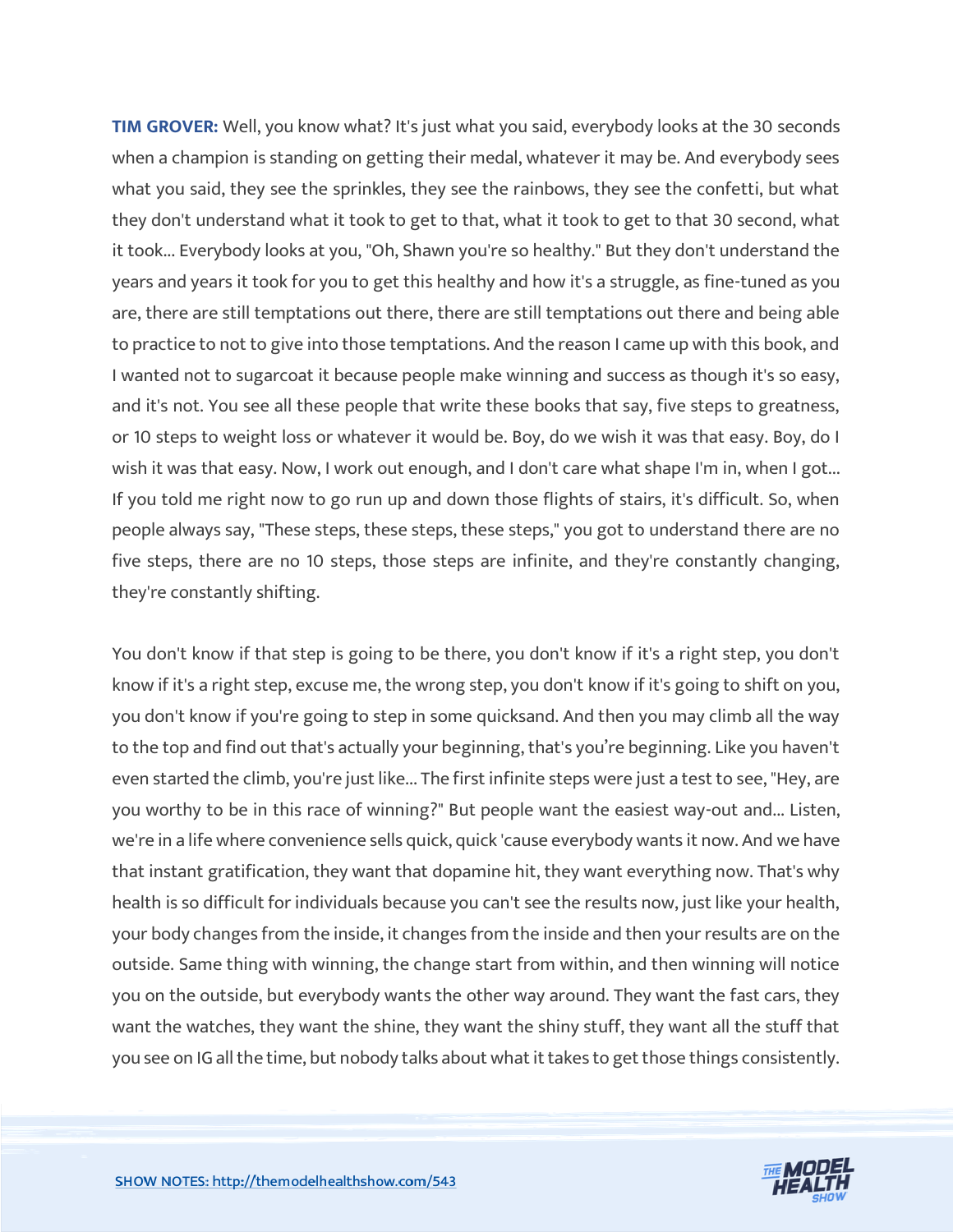**TIM GROVER:** Well, you know what? It's just what you said, everybody looks at the 30 seconds when a champion is standing on getting their medal, whatever it may be. And everybody sees what you said, they see the sprinkles, they see the rainbows, they see the confetti, but what they don't understand what it took to get to that, what it took to get to that 30 second, what it took... Everybody looks at you, "Oh, Shawn you're so healthy." But they don't understand the years and years it took for you to get this healthy and how it's a struggle, as fine-tuned as you are, there are still temptations out there, there are still temptations out there and being able to practice to not to give into those temptations. And the reason I came up with this book, and I wanted not to sugarcoat it because people make winning and success as though it's so easy, and it's not. You see all these people that write these books that say, five steps to greatness, or 10 steps to weight loss or whatever it would be. Boy, do we wish it was that easy. Boy, do I wish it was that easy. Now, I work out enough, and I don't care what shape I'm in, when I got... If you told me right now to go run up and down those flights of stairs, it's difficult. So, when people always say, "These steps, these steps, these steps," you got to understand there are no five steps, there are no 10 steps, those steps are infinite, and they're constantly changing, they're constantly shifting.

You don't know if that step is going to be there, you don't know if it's a right step, you don't know if it's a right step, excuse me, the wrong step, you don't know if it's going to shift on you, you don't know if you're going to step in some quicksand. And then you may climb all the way to the top and find out that's actually your beginning, that's you're beginning. Like you haven't even started the climb, you're just like... The first infinite steps were just a test to see, "Hey, are you worthy to be in this race of winning?" But people want the easiest way-out and... Listen, we're in a life where convenience sells quick, quick 'cause everybody wants it now. And we have that instant gratification, they want that dopamine hit, they want everything now. That's why health is so difficult for individuals because you can't see the results now, just like your health, your body changes from the inside, it changes from the inside and then your results are on the outside. Same thing with winning, the change start from within, and then winning will notice you on the outside, but everybody wants the other way around. They want the fast cars, they want the watches, they want the shine, they want the shiny stuff, they want all the stuff that you see on IG all the time, but nobody talks about what it takes to get those things consistently.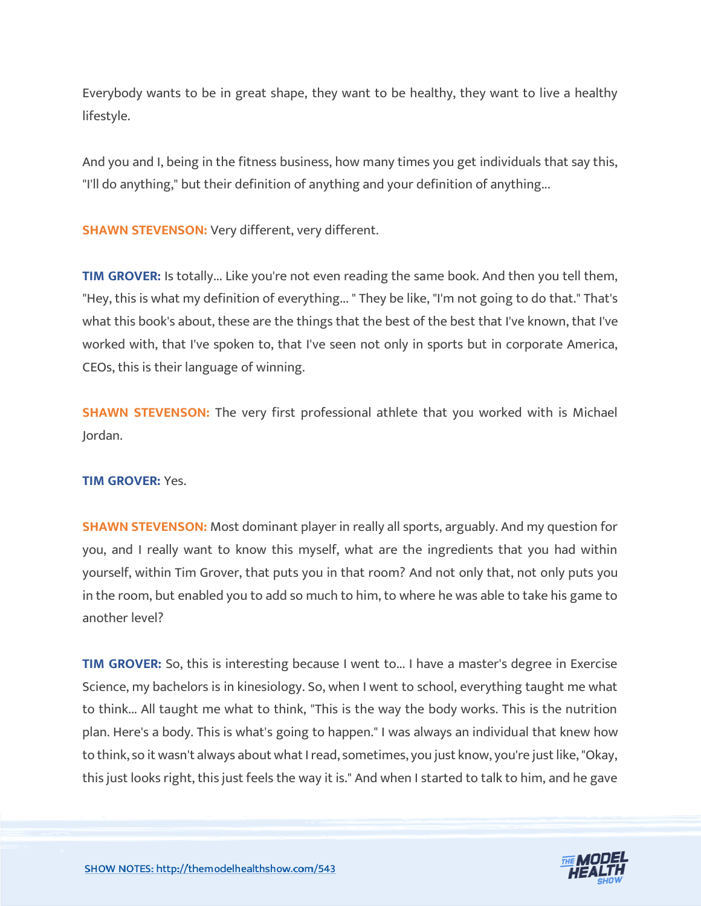Everybody wants to be in great shape, they want to be healthy, they want to live a healthy lifestyle.

And you and I, being in the fitness business, how many times you get individuals that say this, "I'll do anything," but their definition of anything and your definition of anything...

**SHAWN STEVENSON:** Very different, very different.

**TIM GROVER:** Is totally... Like you're not even reading the same book. And then you tell them, "Hey, this is what my definition of everything... " They be like, "I'm not going to do that." That's what this book's about, these are the things that the best of the best that I've known, that I've worked with, that I've spoken to, that I've seen not only in sports but in corporate America, CEOs, this is their language of winning.

**SHAWN STEVENSON:** The very first professional athlete that you worked with is Michael Jordan.

**TIM GROVER:** Yes.

**SHAWN STEVENSON:** Most dominant player in really all sports, arguably. And my question for you, and I really want to know this myself, what are the ingredients that you had within yourself, within Tim Grover, that puts you in that room? And not only that, not only puts you in the room, but enabled you to add so much to him, to where he was able to take his game to another level?

**TIM GROVER:** So, this is interesting because I went to... I have a master's degree in Exercise Science, my bachelors is in kinesiology. So, when I went to school, everything taught me what to think... All taught me what to think, "This is the way the body works. This is the nutrition plan. Here's a body. This is what's going to happen." I was always an individual that knew how to think, so it wasn't always about what I read, sometimes, you just know, you're just like, "Okay, this just looks right, this just feels the way it is." And when I started to talk to him, and he gave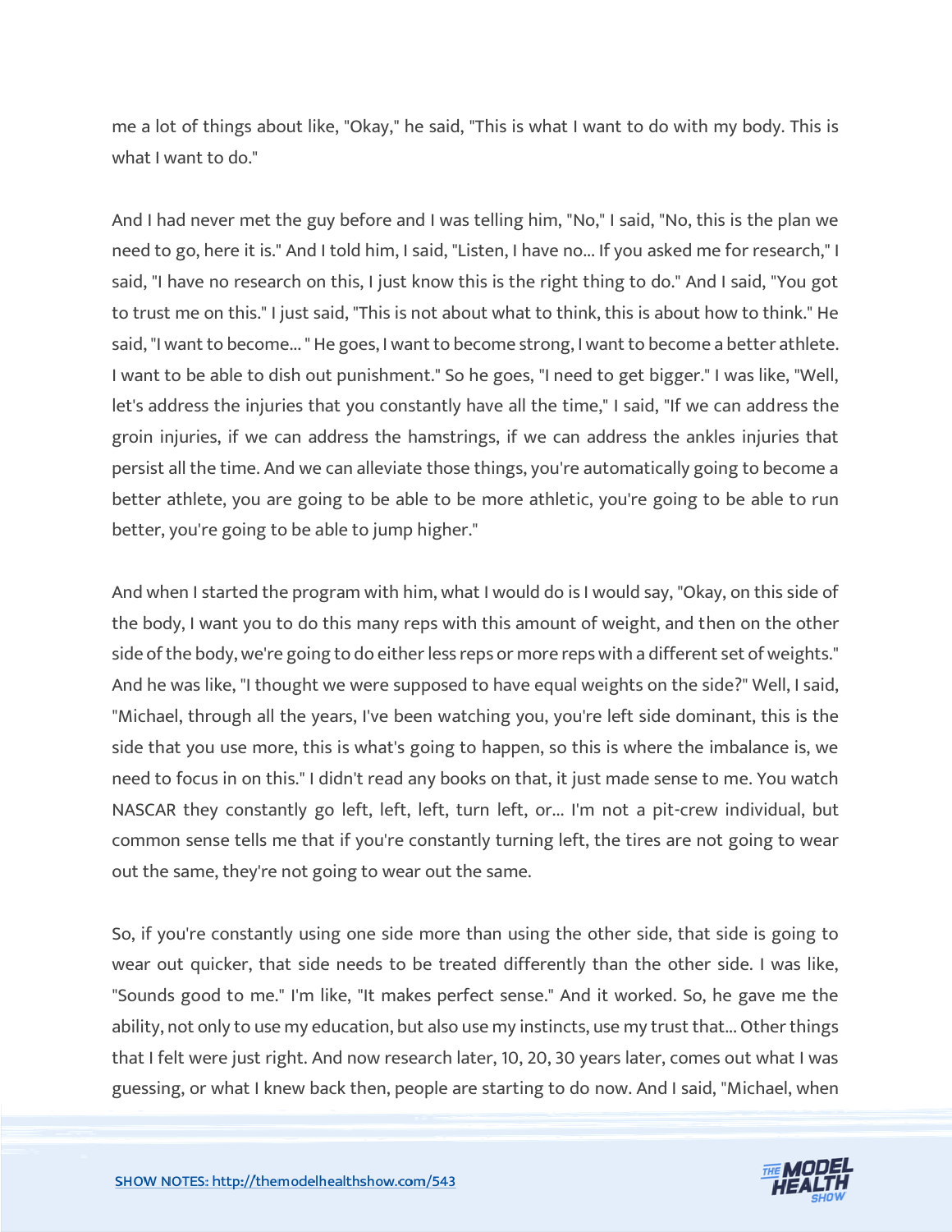me a lot of things about like, "Okay," he said, "This is what I want to do with my body. This is what I want to do."

And I had never met the guy before and I was telling him, "No," I said, "No, this is the plan we need to go, here it is." And I told him, I said, "Listen, I have no... If you asked me for research," I said, "I have no research on this, I just know this is the right thing to do." And I said, "You got to trust me on this." I just said, "This is not about what to think, this is about how to think." He said, "I want to become... " He goes, I want to become strong, I want to become a better athlete. I want to be able to dish out punishment." So he goes, "I need to get bigger." I was like, "Well, let's address the injuries that you constantly have all the time," I said, "If we can address the groin injuries, if we can address the hamstrings, if we can address the ankles injuries that persist all the time. And we can alleviate those things, you're automatically going to become a better athlete, you are going to be able to be more athletic, you're going to be able to run better, you're going to be able to jump higher."

And when I started the program with him, what I would do is I would say, "Okay, on this side of the body, I want you to do this many reps with this amount of weight, and then on the other side of the body, we're going to do either less reps or more reps with a different set of weights." And he was like, "I thought we were supposed to have equal weights on the side?" Well, I said, "Michael, through all the years, I've been watching you, you're left side dominant, this is the side that you use more, this is what's going to happen, so this is where the imbalance is, we need to focus in on this." I didn't read any books on that, it just made sense to me. You watch NASCAR they constantly go left, left, left, turn left, or... I'm not a pit-crew individual, but common sense tells me that if you're constantly turning left, the tires are not going to wear out the same, they're not going to wear out the same.

So, if you're constantly using one side more than using the other side, that side is going to wear out quicker, that side needs to be treated differently than the other side. I was like, "Sounds good to me." I'm like, "It makes perfect sense." And it worked. So, he gave me the ability, not only to use my education, but also use my instincts, use my trust that... Other things that I felt were just right. And now research later, 10, 20, 30 years later, comes out what I was guessing, or what I knew back then, people are starting to do now. And I said, "Michael, when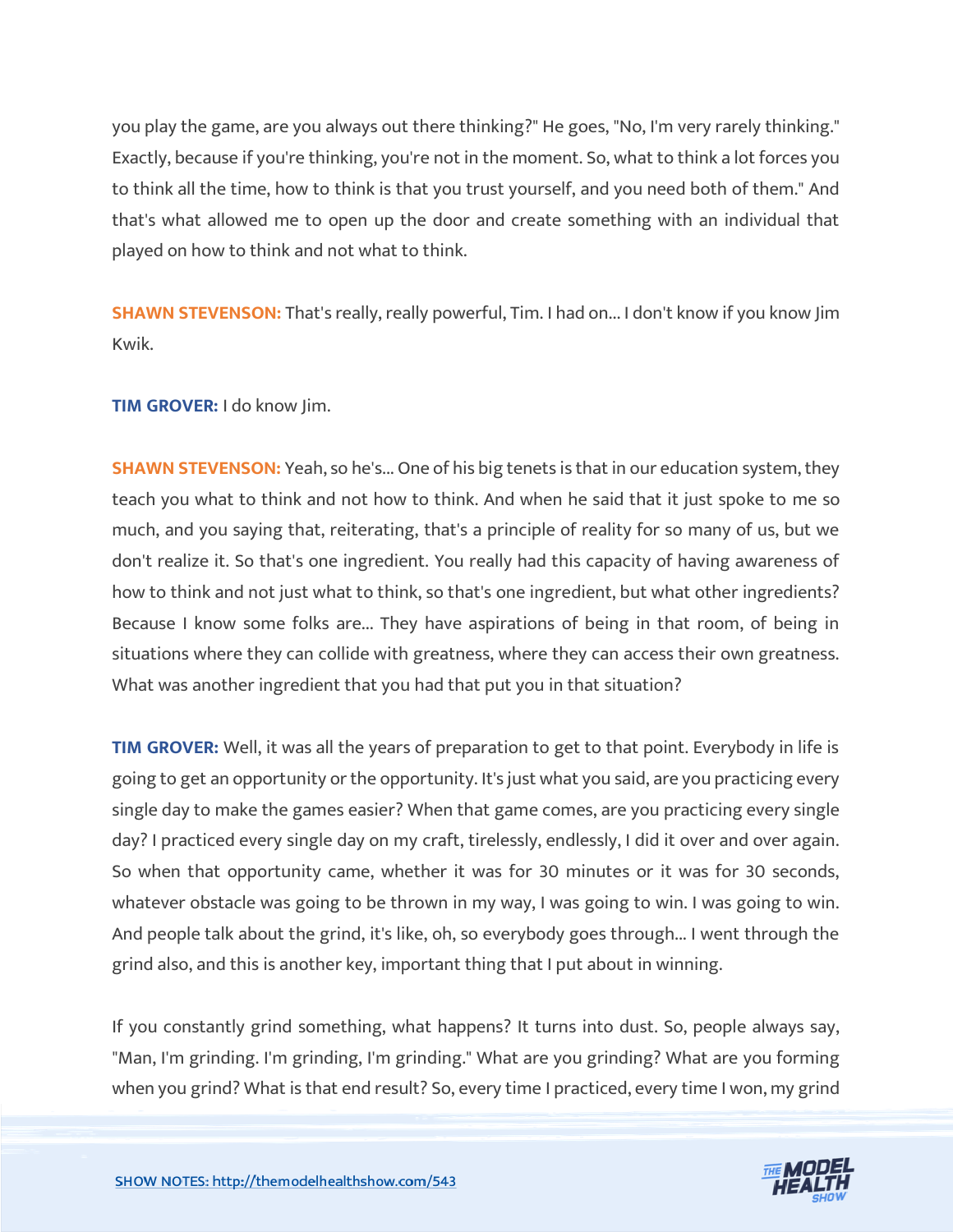you play the game, are you always out there thinking?" He goes, "No, I'm very rarely thinking." Exactly, because if you're thinking, you're not in the moment. So, what to think a lot forces you to think all the time, how to think is that you trust yourself, and you need both of them." And that's what allowed me to open up the door and create something with an individual that played on how to think and not what to think.

**SHAWN STEVENSON:** That's really, really powerful, Tim. I had on... I don't know if you know Jim Kwik.

**TIM GROVER:** I do know Jim.

**SHAWN STEVENSON:** Yeah, so he's... One of his big tenets is that in our education system, they teach you what to think and not how to think. And when he said that it just spoke to me so much, and you saying that, reiterating, that's a principle of reality for so many of us, but we don't realize it. So that's one ingredient. You really had this capacity of having awareness of how to think and not just what to think, so that's one ingredient, but what other ingredients? Because I know some folks are... They have aspirations of being in that room, of being in situations where they can collide with greatness, where they can access their own greatness. What was another ingredient that you had that put you in that situation?

**TIM GROVER:** Well, it was all the years of preparation to get to that point. Everybody in life is going to get an opportunity or the opportunity. It's just what you said, are you practicing every single day to make the games easier? When that game comes, are you practicing every single day? I practiced every single day on my craft, tirelessly, endlessly, I did it over and over again. So when that opportunity came, whether it was for 30 minutes or it was for 30 seconds, whatever obstacle was going to be thrown in my way, I was going to win. I was going to win. And people talk about the grind, it's like, oh, so everybody goes through... I went through the grind also, and this is another key, important thing that I put about in winning.

If you constantly grind something, what happens? It turns into dust. So, people always say, "Man, I'm grinding. I'm grinding, I'm grinding." What are you grinding? What are you forming when you grind? What is that end result? So, every time I practiced, every time I won, my grind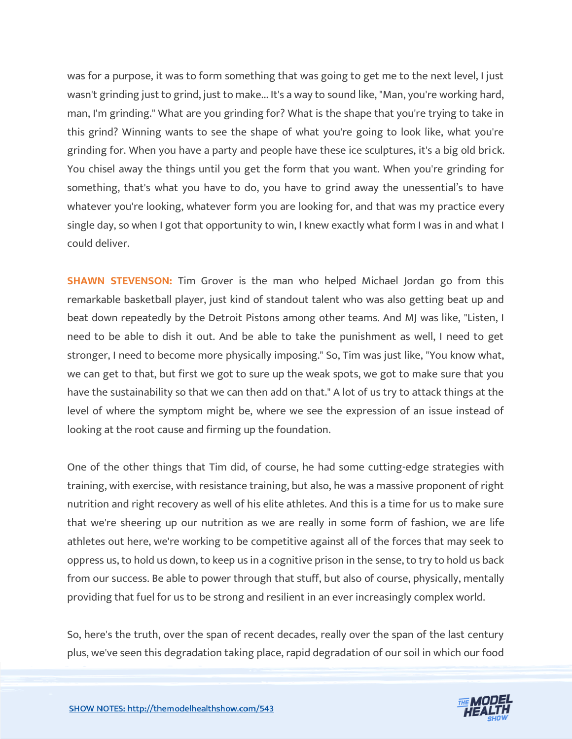was for a purpose, it was to form something that was going to get me to the next level, I just wasn't grinding just to grind, just to make... It's a way to sound like, "Man, you're working hard, man, I'm grinding." What are you grinding for? What is the shape that you're trying to take in this grind? Winning wants to see the shape of what you're going to look like, what you're grinding for. When you have a party and people have these ice sculptures, it's a big old brick. You chisel away the things until you get the form that you want. When you're grinding for something, that's what you have to do, you have to grind away the unessential's to have whatever you're looking, whatever form you are looking for, and that was my practice every single day, so when I got that opportunity to win, I knew exactly what form I was in and what I could deliver.

**SHAWN STEVENSON:** Tim Grover is the man who helped Michael Jordan go from this remarkable basketball player, just kind of standout talent who was also getting beat up and beat down repeatedly by the Detroit Pistons among other teams. And MJ was like, "Listen, I need to be able to dish it out. And be able to take the punishment as well, I need to get stronger, I need to become more physically imposing." So, Tim was just like, "You know what, we can get to that, but first we got to sure up the weak spots, we got to make sure that you have the sustainability so that we can then add on that." A lot of us try to attack things at the level of where the symptom might be, where we see the expression of an issue instead of looking at the root cause and firming up the foundation.

One of the other things that Tim did, of course, he had some cutting-edge strategies with training, with exercise, with resistance training, but also, he was a massive proponent of right nutrition and right recovery as well of his elite athletes. And this is a time for us to make sure that we're sheering up our nutrition as we are really in some form of fashion, we are life athletes out here, we're working to be competitive against all of the forces that may seek to oppress us, to hold us down, to keep us in a cognitive prison in the sense, to try to hold us back from our success. Be able to power through that stuff, but also of course, physically, mentally providing that fuel for us to be strong and resilient in an ever increasingly complex world.

So, here's the truth, over the span of recent decades, really over the span of the last century plus, we've seen this degradation taking place, rapid degradation of our soil in which our food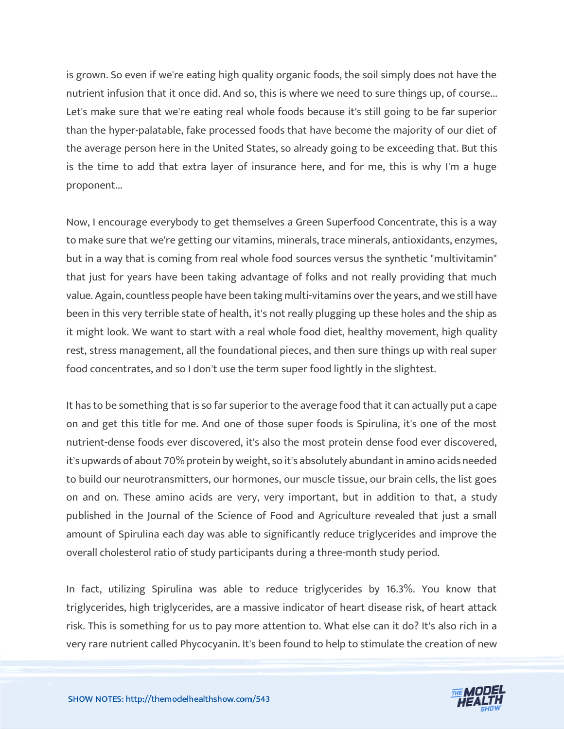is grown. So even if we're eating high quality organic foods, the soil simply does not have the nutrient infusion that it once did. And so, this is where we need to sure things up, of course... Let's make sure that we're eating real whole foods because it's still going to be far superior than the hyper-palatable, fake processed foods that have become the majority of our diet of the average person here in the United States, so already going to be exceeding that. But this is the time to add that extra layer of insurance here, and for me, this is why I'm a huge proponent...

Now, I encourage everybody to get themselves a Green Superfood Concentrate, this is a way to make sure that we're getting our vitamins, minerals, trace minerals, antioxidants, enzymes, but in a way that is coming from real whole food sources versus the synthetic "multivitamin" that just for years have been taking advantage of folks and not really providing that much value. Again, countless people have been taking multi-vitamins over the years, and we still have been in this very terrible state of health, it's not really plugging up these holes and the ship as it might look. We want to start with a real whole food diet, healthy movement, high quality rest, stress management, all the foundational pieces, and then sure things up with real super food concentrates, and so I don't use the term super food lightly in the slightest.

It has to be something that is so far superior to the average food that it can actually put a cape on and get this title for me. And one of those super foods is Spirulina, it's one of the most nutrient-dense foods ever discovered, it's also the most protein dense food ever discovered, it's upwards of about 70% protein by weight, so it's absolutely abundant in amino acids needed to build our neurotransmitters, our hormones, our muscle tissue, our brain cells, the list goes on and on. These amino acids are very, very important, but in addition to that, a study published in the Journal of the Science of Food and Agriculture revealed that just a small amount of Spirulina each day was able to significantly reduce triglycerides and improve the overall cholesterol ratio of study participants during a three-month study period.

In fact, utilizing Spirulina was able to reduce triglycerides by 16.3%. You know that triglycerides, high triglycerides, are a massive indicator of heart disease risk, of heart attack risk. This is something for us to pay more attention to. What else can it do? It's also rich in a very rare nutrient called Phycocyanin. It's been found to help to stimulate the creation of new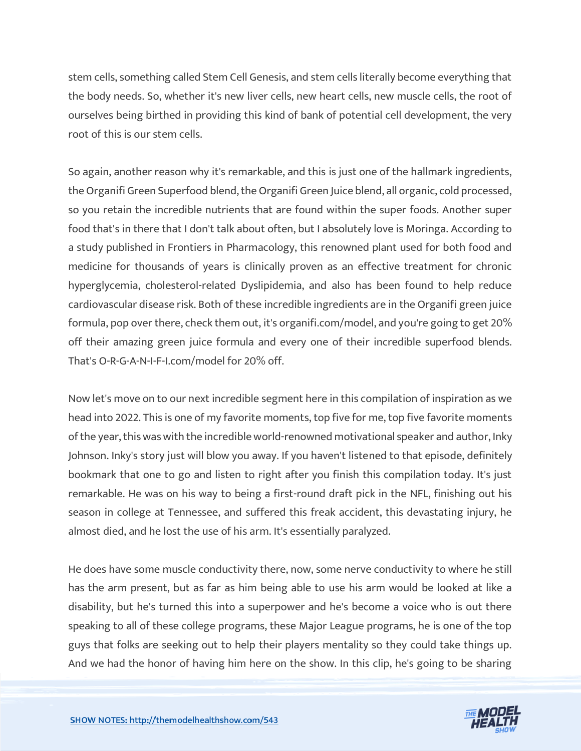stem cells, something called Stem Cell Genesis, and stem cells literally become everything that the body needs. So, whether it's new liver cells, new heart cells, new muscle cells, the root of ourselves being birthed in providing this kind of bank of potential cell development, the very root of this is our stem cells.

So again, another reason why it's remarkable, and this is just one of the hallmark ingredients, the Organifi Green Superfood blend, the Organifi Green Juice blend, all organic, cold processed, so you retain the incredible nutrients that are found within the super foods. Another super food that's in there that I don't talk about often, but I absolutely love is Moringa. According to a study published in Frontiers in Pharmacology, this renowned plant used for both food and medicine for thousands of years is clinically proven as an effective treatment for chronic hyperglycemia, cholesterol-related Dyslipidemia, and also has been found to help reduce cardiovascular disease risk. Both of these incredible ingredients are in the Organifi green juice formula, pop over there, check them out, it's organifi.com/model, and you're going to get 20% off their amazing green juice formula and every one of their incredible superfood blends. That's O-R-G-A-N-I-F-I.com/model for 20% off.

Now let's move on to our next incredible segment here in this compilation of inspiration as we head into 2022. This is one of my favorite moments, top five for me, top five favorite moments of the year, this was with the incredible world-renowned motivational speaker and author, Inky Johnson. Inky's story just will blow you away. If you haven't listened to that episode, definitely bookmark that one to go and listen to right after you finish this compilation today. It's just remarkable. He was on his way to being a first-round draft pick in the NFL, finishing out his season in college at Tennessee, and suffered this freak accident, this devastating injury, he almost died, and he lost the use of his arm. It's essentially paralyzed.

He does have some muscle conductivity there, now, some nerve conductivity to where he still has the arm present, but as far as him being able to use his arm would be looked at like a disability, but he's turned this into a superpower and he's become a voice who is out there speaking to all of these college programs, these Major League programs, he is one of the top guys that folks are seeking out to help their players mentality so they could take things up. And we had the honor of having him here on the show. In this clip, he's going to be sharing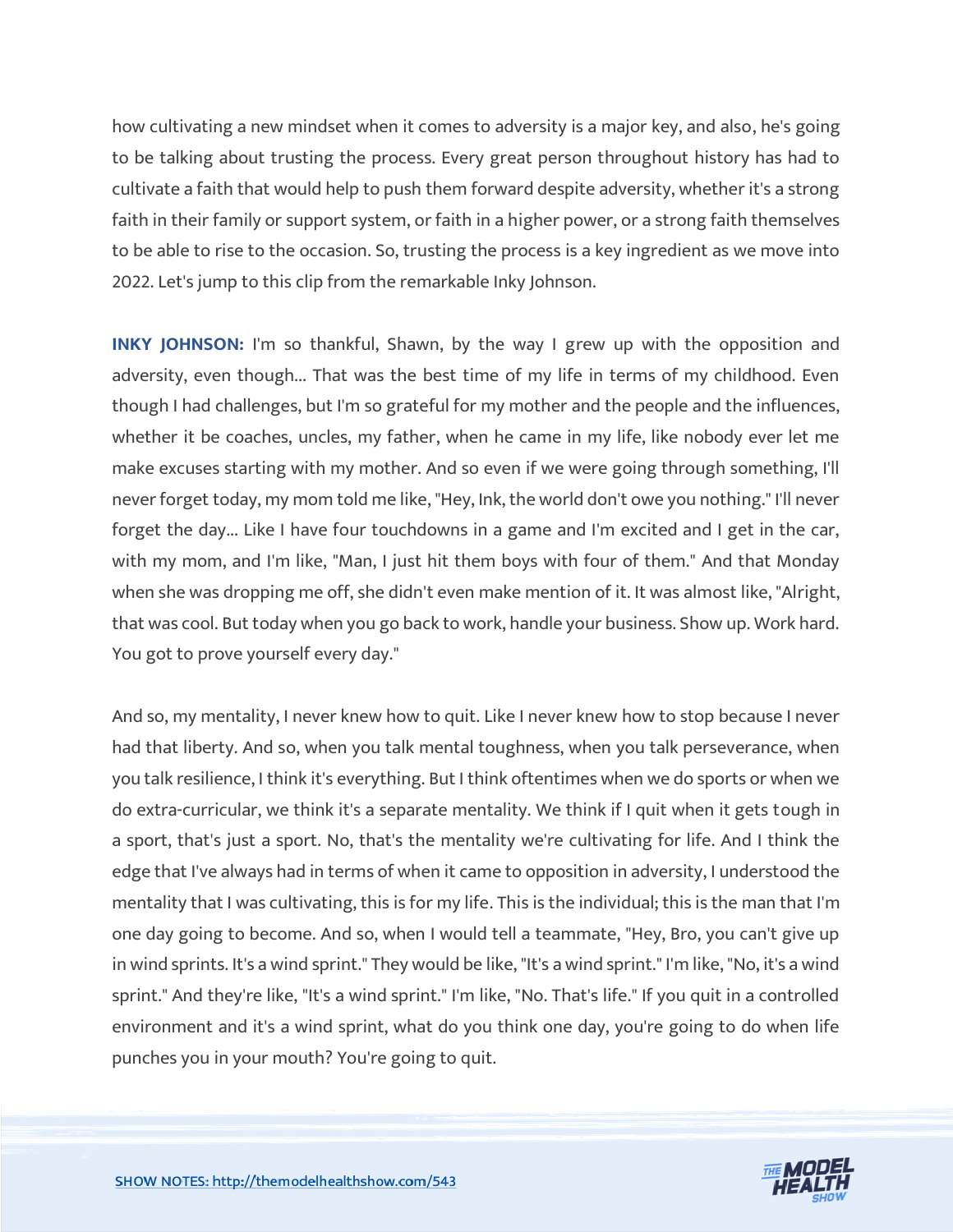how cultivating a new mindset when it comes to adversity is a major key, and also, he's going to be talking about trusting the process. Every great person throughout history has had to cultivate a faith that would help to push them forward despite adversity, whether it's a strong faith in their family or support system, or faith in a higher power, or a strong faith themselves to be able to rise to the occasion. So, trusting the process is a key ingredient as we move into 2022. Let's jump to this clip from the remarkable Inky Johnson.

**INKY JOHNSON:** I'm so thankful, Shawn, by the way I grew up with the opposition and adversity, even though... That was the best time of my life in terms of my childhood. Even though I had challenges, but I'm so grateful for my mother and the people and the influences, whether it be coaches, uncles, my father, when he came in my life, like nobody ever let me make excuses starting with my mother. And so even if we were going through something, I'll never forget today, my mom told me like, "Hey, Ink, the world don't owe you nothing." I'll never forget the day... Like I have four touchdowns in a game and I'm excited and I get in the car, with my mom, and I'm like, "Man, I just hit them boys with four of them." And that Monday when she was dropping me off, she didn't even make mention of it. It was almost like, "Alright, that was cool. But today when you go back to work, handle your business. Show up. Work hard. You got to prove yourself every day."

And so, my mentality, I never knew how to quit. Like I never knew how to stop because I never had that liberty. And so, when you talk mental toughness, when you talk perseverance, when you talk resilience, I think it's everything. But I think oftentimes when we do sports or when we do extra-curricular, we think it's a separate mentality. We think if I quit when it gets tough in a sport, that's just a sport. No, that's the mentality we're cultivating for life. And I think the edge that I've always had in terms of when it came to opposition in adversity, I understood the mentality that I was cultivating, this is for my life. This is the individual; this is the man that I'm one day going to become. And so, when I would tell a teammate, "Hey, Bro, you can't give up in wind sprints. It's a wind sprint." They would be like, "It's a wind sprint." I'm like, "No, it's a wind sprint." And they're like, "It's a wind sprint." I'm like, "No. That's life." If you quit in a controlled environment and it's a wind sprint, what do you think one day, you're going to do when life punches you in your mouth? You're going to quit.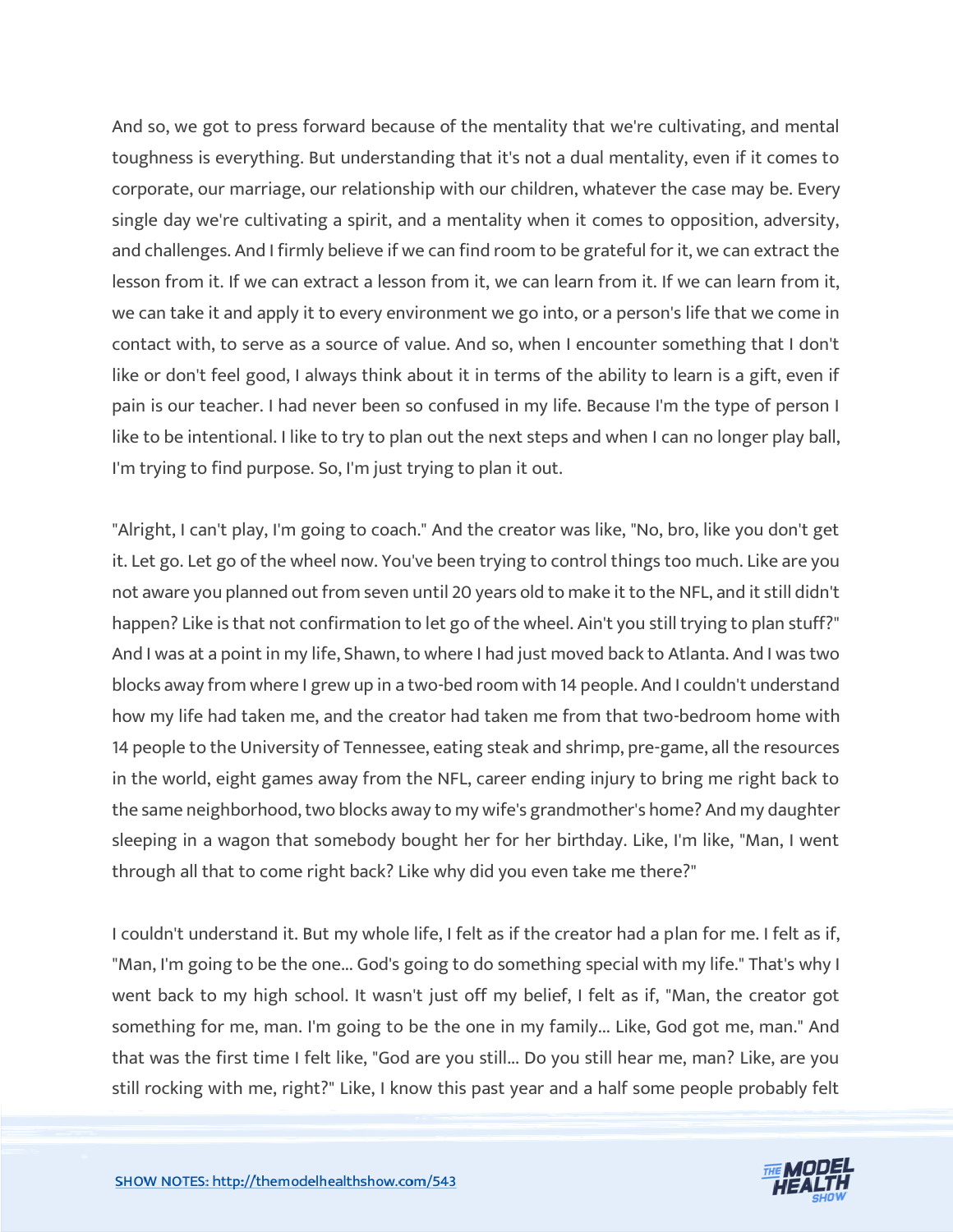And so, we got to press forward because of the mentality that we're cultivating, and mental toughness is everything. But understanding that it's not a dual mentality, even if it comes to corporate, our marriage, our relationship with our children, whatever the case may be. Every single day we're cultivating a spirit, and a mentality when it comes to opposition, adversity, and challenges. And I firmly believe if we can find room to be grateful for it, we can extract the lesson from it. If we can extract a lesson from it, we can learn from it. If we can learn from it, we can take it and apply it to every environment we go into, or a person's life that we come in contact with, to serve as a source of value. And so, when I encounter something that I don't like or don't feel good, I always think about it in terms of the ability to learn is a gift, even if pain is our teacher. I had never been so confused in my life. Because I'm the type of person I like to be intentional. I like to try to plan out the next steps and when I can no longer play ball, I'm trying to find purpose. So, I'm just trying to plan it out.

"Alright, I can't play, I'm going to coach." And the creator was like, "No, bro, like you don't get it. Let go. Let go of the wheel now. You've been trying to control things too much. Like are you not aware you planned out from seven until 20 years old to make it to the NFL, and it still didn't happen? Like is that not confirmation to let go of the wheel. Ain't you still trying to plan stuff?" And I was at a point in my life, Shawn, to where I had just moved back to Atlanta. And I was two blocks away from where I grew up in a two-bed room with 14 people. And I couldn't understand how my life had taken me, and the creator had taken me from that two-bedroom home with 14 people to the University of Tennessee, eating steak and shrimp, pre-game, all the resources in the world, eight games away from the NFL, career ending injury to bring me right back to the same neighborhood, two blocks away to my wife's grandmother's home? And my daughter sleeping in a wagon that somebody bought her for her birthday. Like, I'm like, "Man, I went through all that to come right back? Like why did you even take me there?"

I couldn't understand it. But my whole life, I felt as if the creator had a plan for me. I felt as if, "Man, I'm going to be the one... God's going to do something special with my life." That's why I went back to my high school. It wasn't just off my belief, I felt as if, "Man, the creator got something for me, man. I'm going to be the one in my family... Like, God got me, man." And that was the first time I felt like, "God are you still... Do you still hear me, man? Like, are you still rocking with me, right?" Like, I know this past year and a half some people probably felt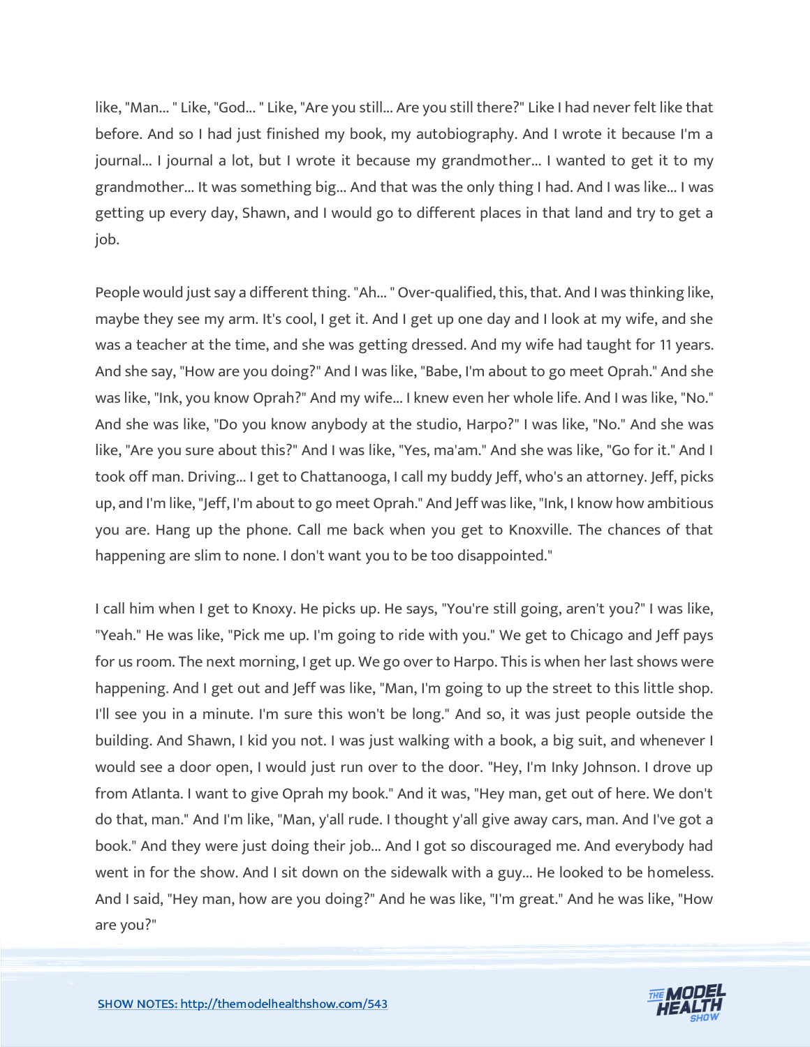like, "Man... " Like, "God... " Like, "Are you still... Are you still there?" Like I had never felt like that before. And so I had just finished my book, my autobiography. And I wrote it because I'm a journal... I journal a lot, but I wrote it because my grandmother... I wanted to get it to my grandmother... It was something big... And that was the only thing I had. And I was like... I was getting up every day, Shawn, and I would go to different places in that land and try to get a job.

People would just say a different thing. "Ah... " Over-qualified, this, that. And I was thinking like, maybe they see my arm. It's cool, I get it. And I get up one day and I look at my wife, and she was a teacher at the time, and she was getting dressed. And my wife had taught for 11 years. And she say, "How are you doing?" And I was like, "Babe, I'm about to go meet Oprah." And she was like, "Ink, you know Oprah?" And my wife... I knew even her whole life. And I was like, "No." And she was like, "Do you know anybody at the studio, Harpo?" I was like, "No." And she was like, "Are you sure about this?" And I was like, "Yes, ma'am." And she was like, "Go for it." And I took off man. Driving... I get to Chattanooga, I call my buddy Jeff, who's an attorney. Jeff, picks up, and I'm like, "Jeff, I'm about to go meet Oprah." And Jeff was like, "Ink, I know how ambitious you are. Hang up the phone. Call me back when you get to Knoxville. The chances of that happening are slim to none. I don't want you to be too disappointed."

I call him when I get to Knoxy. He picks up. He says, "You're still going, aren't you?" I was like, "Yeah." He was like, "Pick me up. I'm going to ride with you." We get to Chicago and Jeff pays for us room. The next morning, I get up. We go over to Harpo. This is when her last shows were happening. And I get out and Jeff was like, "Man, I'm going to up the street to this little shop. I'll see you in a minute. I'm sure this won't be long." And so, it was just people outside the building. And Shawn, I kid you not. I was just walking with a book, a big suit, and whenever I would see a door open, I would just run over to the door. "Hey, I'm Inky Johnson. I drove up from Atlanta. I want to give Oprah my book." And it was, "Hey man, get out of here. We don't do that, man." And I'm like, "Man, y'all rude. I thought y'all give away cars, man. And I've got a book." And they were just doing their job... And I got so discouraged me. And everybody had went in for the show. And I sit down on the sidewalk with a guy... He looked to be homeless. And I said, "Hey man, how are you doing?" And he was like, "I'm great." And he was like, "How are you?"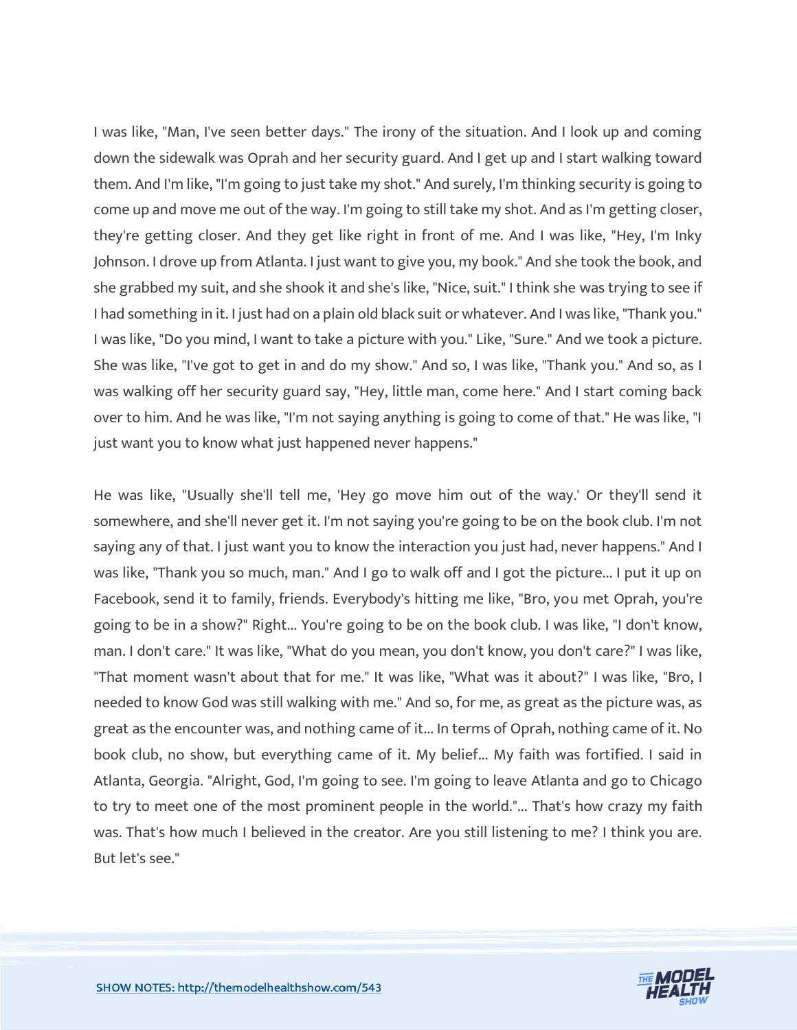I was like, "Man, I've seen better days." The irony of the situation. And I look up and coming down the sidewalk was Oprah and her security guard. And I get up and I start walking toward them. And I'm like, "I'm going to just take my shot." And surely, I'm thinking security is going to come up and move me out of the way. I'm going to still take my shot. And as I'm getting closer, they're getting closer. And they get like right in front of me. And I was like, "Hey, I'm Inky Johnson. I drove up from Atlanta. I just want to give you, my book." And she took the book, and she grabbed my suit, and she shook it and she's like, "Nice, suit." I think she was trying to see if I had something in it. I just had on a plain old black suit or whatever. And I was like, "Thank you." I was like, "Do you mind, I want to take a picture with you." Like, "Sure." And we took a picture. She was like, "I've got to get in and do my show." And so, I was like, "Thank you." And so, as I was walking off her security guard say, "Hey, little man, come here." And I start coming back over to him. And he was like, "I'm not saying anything is going to come of that." He was like, "I just want you to know what just happened never happens."

He was like, "Usually she'll tell me, 'Hey go move him out of the way.' Or they'll send it somewhere, and she'll never get it. I'm not saying you're going to be on the book club. I'm not saying any of that. I just want you to know the interaction you just had, never happens." And I was like, "Thank you so much, man." And I go to walk off and I got the picture... I put it up on Facebook, send it to family, friends. Everybody's hitting me like, "Bro, you met Oprah, you're going to be in a show?" Right... You're going to be on the book club. I was like, "I don't know, man. I don't care." It was like, "What do you mean, you don't know, you don't care?" I was like, "That moment wasn't about that for me." It was like, "What was it about?" I was like, "Bro, I needed to know God was still walking with me." And so, for me, as great as the picture was, as great as the encounter was, and nothing came of it... In terms of Oprah, nothing came of it. No book club, no show, but everything came of it. My belief... My faith was fortified. I said in Atlanta, Georgia. "Alright, God, I'm going to see. I'm going to leave Atlanta and go to Chicago to try to meet one of the most prominent people in the world."... That's how crazy my faith was. That's how much I believed in the creator. Are you still listening to me? I think you are. But let's see."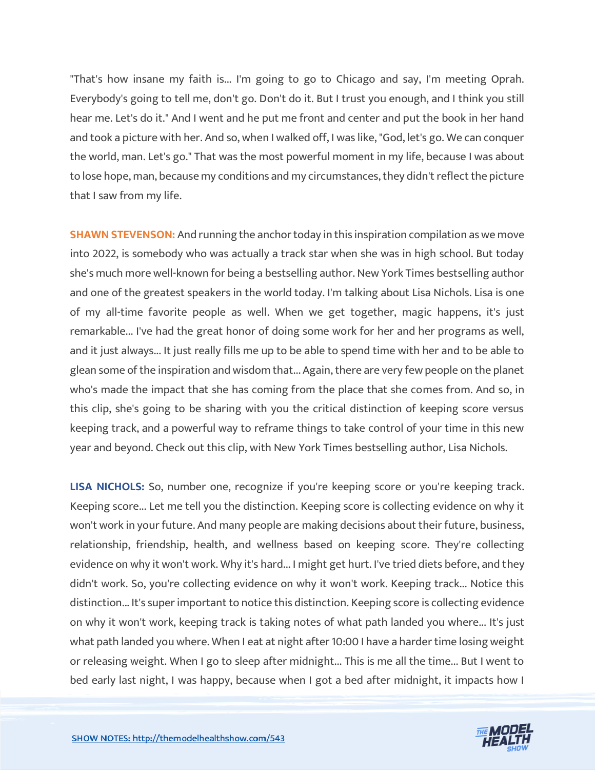"That's how insane my faith is... I'm going to go to Chicago and say, I'm meeting Oprah. Everybody's going to tell me, don't go. Don't do it. But I trust you enough, and I think you still hear me. Let's do it." And I went and he put me front and center and put the book in her hand and took a picture with her. And so, when I walked off, I was like, "God, let's go. We can conquer the world, man. Let's go." That was the most powerful moment in my life, because I was about to lose hope, man, because my conditions and my circumstances, they didn't reflect the picture that I saw from my life.

**SHAWN STEVENSON:** And running the anchor today in this inspiration compilation as we move into 2022, is somebody who was actually a track star when she was in high school. But today she's much more well-known for being a bestselling author. New York Times bestselling author and one of the greatest speakers in the world today. I'm talking about Lisa Nichols. Lisa is one of my all-time favorite people as well. When we get together, magic happens, it's just remarkable... I've had the great honor of doing some work for her and her programs as well, and it just always... It just really fills me up to be able to spend time with her and to be able to glean some of the inspiration and wisdom that... Again, there are very few people on the planet who's made the impact that she has coming from the place that she comes from. And so, in this clip, she's going to be sharing with you the critical distinction of keeping score versus keeping track, and a powerful way to reframe things to take control of your time in this new year and beyond. Check out this clip, with New York Times bestselling author, Lisa Nichols.

**LISA NICHOLS:** So, number one, recognize if you're keeping score or you're keeping track. Keeping score... Let me tell you the distinction. Keeping score is collecting evidence on why it won't work in your future. And many people are making decisions about their future, business, relationship, friendship, health, and wellness based on keeping score. They're collecting evidence on why it won't work. Why it's hard... I might get hurt. I've tried diets before, and they didn't work. So, you're collecting evidence on why it won't work. Keeping track... Notice this distinction... It's super important to notice this distinction. Keeping score is collecting evidence on why it won't work, keeping track is taking notes of what path landed you where... It's just what path landed you where. When I eat at night after 10:00 I have a harder time losing weight or releasing weight. When I go to sleep after midnight... This is me all the time... But I went to bed early last night, I was happy, because when I got a bed after midnight, it impacts how I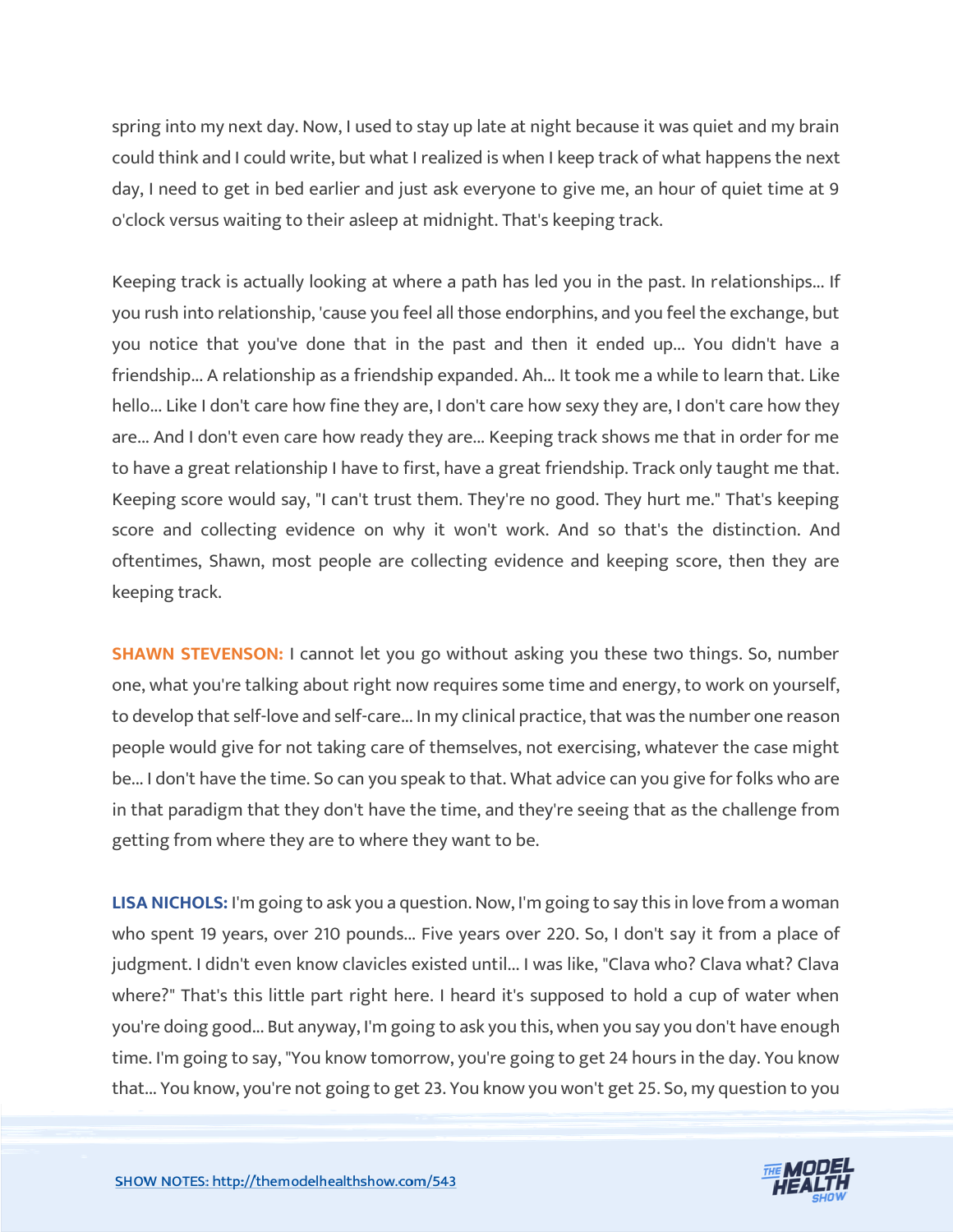spring into my next day. Now, I used to stay up late at night because it was quiet and my brain could think and I could write, but what I realized is when I keep track of what happens the next day, I need to get in bed earlier and just ask everyone to give me, an hour of quiet time at 9 o'clock versus waiting to their asleep at midnight. That's keeping track.

Keeping track is actually looking at where a path has led you in the past. In relationships... If you rush into relationship, 'cause you feel all those endorphins, and you feel the exchange, but you notice that you've done that in the past and then it ended up... You didn't have a friendship... A relationship as a friendship expanded. Ah... It took me a while to learn that. Like hello... Like I don't care how fine they are, I don't care how sexy they are, I don't care how they are... And I don't even care how ready they are... Keeping track shows me that in order for me to have a great relationship I have to first, have a great friendship. Track only taught me that. Keeping score would say, "I can't trust them. They're no good. They hurt me." That's keeping score and collecting evidence on why it won't work. And so that's the distinction. And oftentimes, Shawn, most people are collecting evidence and keeping score, then they are keeping track.

**SHAWN STEVENSON:** I cannot let you go without asking you these two things. So, number one, what you're talking about right now requires some time and energy, to work on yourself, to develop that self-love and self-care... In my clinical practice, that was the number one reason people would give for not taking care of themselves, not exercising, whatever the case might be... I don't have the time. So can you speak to that. What advice can you give for folks who are in that paradigm that they don't have the time, and they're seeing that as the challenge from getting from where they are to where they want to be.

**LISA NICHOLS:** I'm going to ask you a question. Now, I'm going to say this in love from a woman who spent 19 years, over 210 pounds... Five years over 220. So, I don't say it from a place of judgment. I didn't even know clavicles existed until... I was like, "Clava who? Clava what? Clava where?" That's this little part right here. I heard it's supposed to hold a cup of water when you're doing good... But anyway, I'm going to ask you this, when you say you don't have enough time. I'm going to say, "You know tomorrow, you're going to get 24 hours in the day. You know that... You know, you're not going to get 23. You know you won't get 25. So, my question to you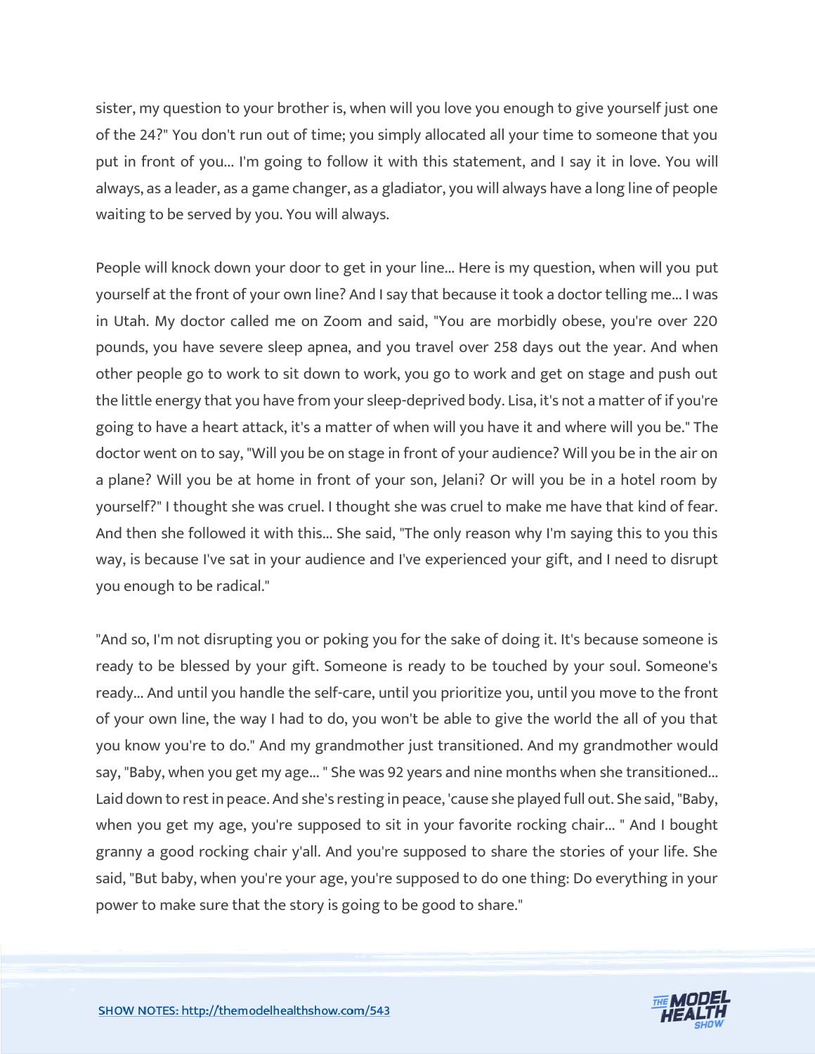sister, my question to your brother is, when will you love you enough to give yourself just one of the 24?" You don't run out of time; you simply allocated all your time to someone that you put in front of you... I'm going to follow it with this statement, and I say it in love. You will always, as a leader, as a game changer, as a gladiator, you will always have a long line of people waiting to be served by you. You will always.

People will knock down your door to get in your line... Here is my question, when will you put yourself at the front of your own line? And I say that because it took a doctor telling me... I was in Utah. My doctor called me on Zoom and said, "You are morbidly obese, you're over 220 pounds, you have severe sleep apnea, and you travel over 258 days out the year. And when other people go to work to sit down to work, you go to work and get on stage and push out the little energy that you have from your sleep-deprived body. Lisa, it's not a matter of if you're going to have a heart attack, it's a matter of when will you have it and where will you be." The doctor went on to say, "Will you be on stage in front of your audience? Will you be in the air on a plane? Will you be at home in front of your son, Jelani? Or will you be in a hotel room by yourself?" I thought she was cruel. I thought she was cruel to make me have that kind of fear. And then she followed it with this... She said, "The only reason why I'm saying this to you this way, is because I've sat in your audience and I've experienced your gift, and I need to disrupt you enough to be radical."

"And so, I'm not disrupting you or poking you for the sake of doing it. It's because someone is ready to be blessed by your gift. Someone is ready to be touched by your soul. Someone's ready... And until you handle the self-care, until you prioritize you, until you move to the front of your own line, the way I had to do, you won't be able to give the world the all of you that you know you're to do." And my grandmother just transitioned. And my grandmother would say, "Baby, when you get my age... " She was 92 years and nine months when she transitioned... Laid down to rest in peace. And she's resting in peace, 'cause she played full out. She said, "Baby, when you get my age, you're supposed to sit in your favorite rocking chair... " And I bought granny a good rocking chair y'all. And you're supposed to share the stories of your life. She said, "But baby, when you're your age, you're supposed to do one thing: Do everything in your power to make sure that the story is going to be good to share."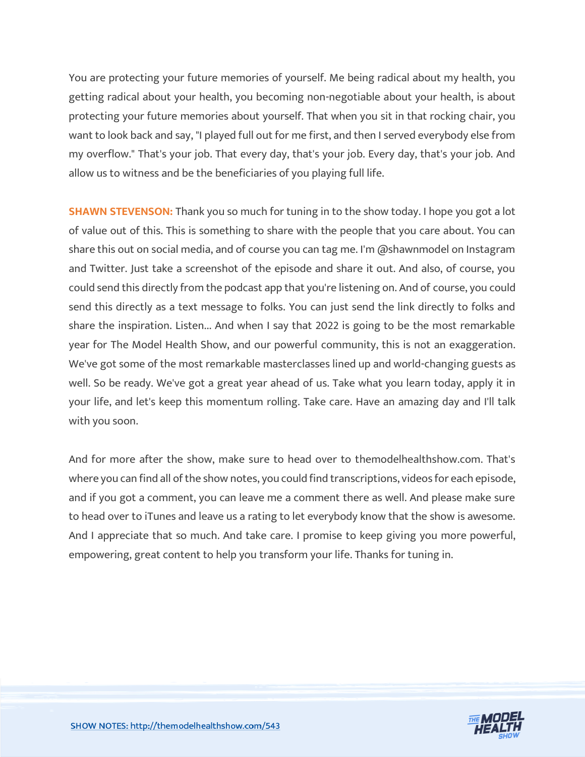You are protecting your future memories of yourself. Me being radical about my health, you getting radical about your health, you becoming non-negotiable about your health, is about protecting your future memories about yourself. That when you sit in that rocking chair, you want to look back and say, "I played full out for me first, and then I served everybody else from my overflow." That's your job. That every day, that's your job. Every day, that's your job. And allow us to witness and be the beneficiaries of you playing full life.

**SHAWN STEVENSON:** Thank you so much for tuning in to the show today. I hope you got a lot of value out of this. This is something to share with the people that you care about. You can share this out on social media, and of course you can tag me. I'm @shawnmodel on Instagram and Twitter. Just take a screenshot of the episode and share it out. And also, of course, you could send this directly from the podcast app that you're listening on. And of course, you could send this directly as a text message to folks. You can just send the link directly to folks and share the inspiration. Listen... And when I say that 2022 is going to be the most remarkable year for The Model Health Show, and our powerful community, this is not an exaggeration. We've got some of the most remarkable masterclasses lined up and world-changing guests as well. So be ready. We've got a great year ahead of us. Take what you learn today, apply it in your life, and let's keep this momentum rolling. Take care. Have an amazing day and I'll talk with you soon.

And for more after the show, make sure to head over to themodelhealthshow.com. That's where you can find all of the show notes, you could find transcriptions, videos for each episode, and if you got a comment, you can leave me a comment there as well. And please make sure to head over to iTunes and leave us a rating to let everybody know that the show is awesome. And I appreciate that so much. And take care. I promise to keep giving you more powerful, empowering, great content to help you transform your life. Thanks for tuning in.